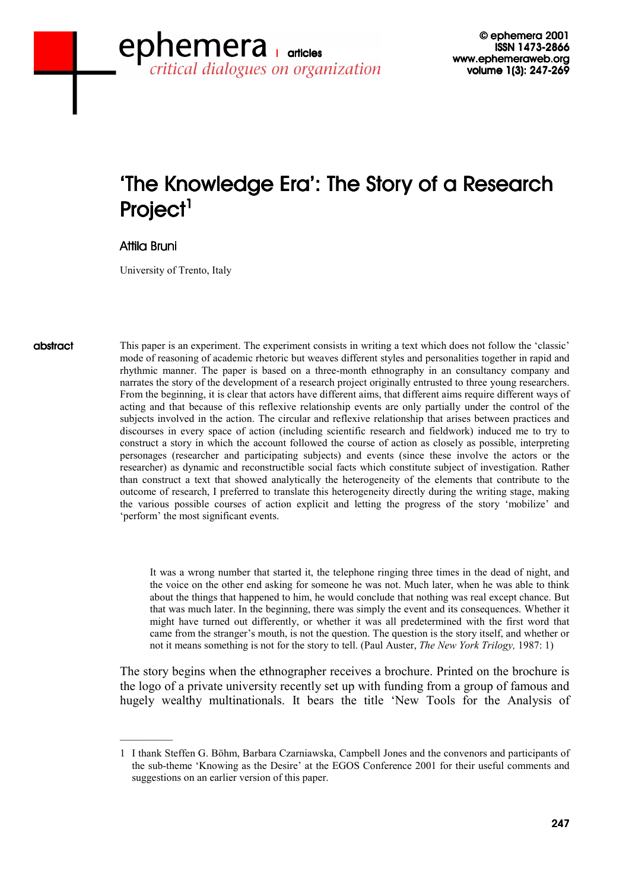# 'The Knowledge Era': The Story of a Research Project[1]

Attila Bruni

University of Trento, Italy

**abstract**

This paper is an experiment. The experiment consists in writing a text which does not follow the 'classic' mode of reasoning of academic rhetoric but weaves different styles and personalities together in rapid and rhythmic manner. The paper is based on a three-month ethnography in an consultancy company and narrates the story of the development of a research project originally entrusted to three young researchers. From the beginning, it is clear that actors have different aims, that different aims require different ways of acting and that because of this reflexive relationship events are only partially under the control of the subjects involved in the action. The circular and reflexive relationship that arises between practices and discourses in every space of action (including scientific research and fieldwork) induced me to try to construct a story in which the account followed the course of action as closely as possible, interpreting personages (researcher and participating subjects) and events (since these involve the actors or the researcher) as dynamic and reconstructible social facts which constitute subject of investigation. Rather than construct a text that showed analytically the heterogeneity of the elements that contribute to the outcome of research, I preferred to translate this heterogeneity directly during the writing stage, making the various possible courses of action explicit and letting the progress of the story 'mobilize' and 'perform' the most significant events.

> It was a wrong number that started it, the telephone ringing three times in the dead of night, and the voice on the other end asking for someone he was not. Much later, when he was able to think about the things that happened to him, he would conclude that nothing was real except chance. But that was much later. In the beginning, there was simply the event and its consequences. Whether it might have turned out differently, or whether it was all predetermined with the first word that came from the stranger's mouth, is not the question. The question is the story itself, and whether or not it means something is not for the story to tell. (Paul Auster, *The New York Trilogy,* 1987: 1)

The story begins when the ethnographer receives a brochure. Printed on the brochure is the logo of a private university recently set up with funding from a group of famous and hugely wealthy multinationals. It bears the title 'New Tools for the Analysis of

---

1 I thank Steffen G. Böhm, Barbara Czarniawska, Campbell Jones and the convenors and participants of the sub-theme 'Knowing as the Desire' at the EGOS Conference 2001 for their useful comments and suggestions on an earlier version of this paper.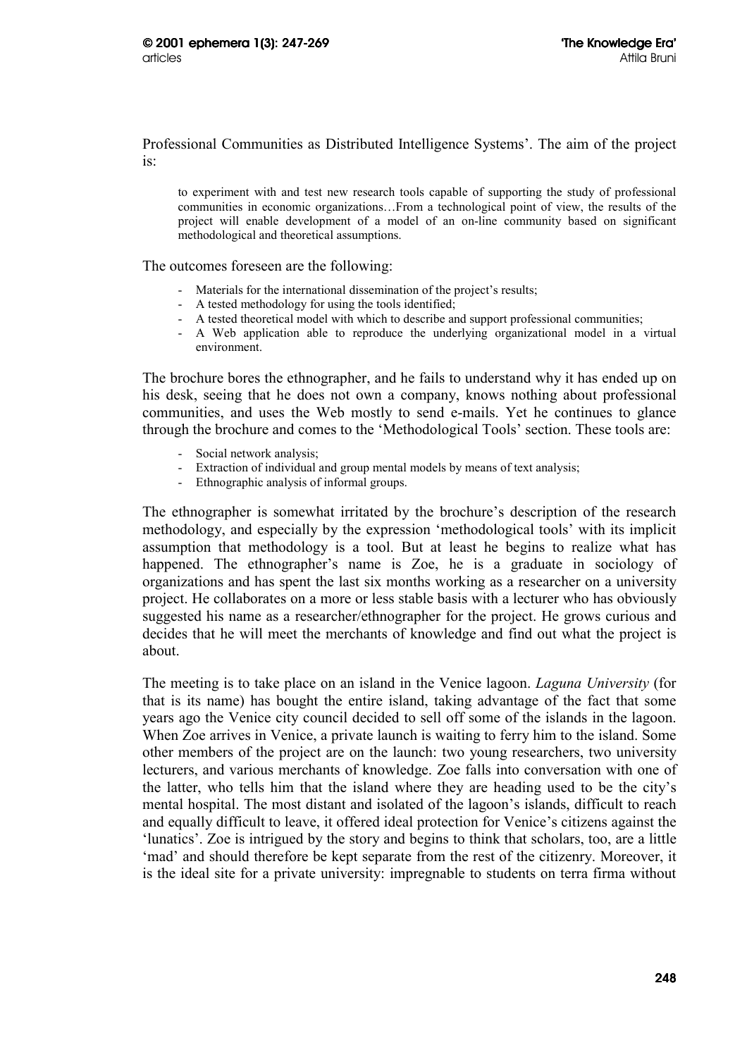Professional Communities as Distributed Intelligence Systems'. The aim of the project is:

> to experiment with and test new research tools capable of supporting the study of professional communities in economic organizations…From a technological point of view, the results of the project will enable development of a model of an on-line community based on significant methodological and theoretical assumptions.

The outcomes foreseen are the following:

- Materials for the international dissemination of the project's results;
- A tested methodology for using the tools identified;
- A tested theoretical model with which to describe and support professional communities;
- A Web application able to reproduce the underlying organizational model in a virtual environment.

The brochure bores the ethnographer, and he fails to understand why it has ended up on his desk, seeing that he does not own a company, knows nothing about professional communities, and uses the Web mostly to send e-mails. Yet he continues to glance through the brochure and comes to the 'Methodological Tools' section. These tools are:

- Social network analysis;
- Extraction of individual and group mental models by means of text analysis;
- Ethnographic analysis of informal groups.

The ethnographer is somewhat irritated by the brochure's description of the research methodology, and especially by the expression 'methodological tools' with its implicit assumption that methodology is a tool. But at least he begins to realize what has happened. The ethnographer's name is Zoe, he is a graduate in sociology of organizations and has spent the last six months working as a researcher on a university project. He collaborates on a more or less stable basis with a lecturer who has obviously suggested his name as a researcher/ethnographer for the project. He grows curious and decides that he will meet the merchants of knowledge and find out what the project is about.

The meeting is to take place on an island in the Venice lagoon. *Laguna University* (for that is its name) has bought the entire island, taking advantage of the fact that some years ago the Venice city council decided to sell off some of the islands in the lagoon. When Zoe arrives in Venice, a private launch is waiting to ferry him to the island. Some other members of the project are on the launch: two young researchers, two university lecturers, and various merchants of knowledge. Zoe falls into conversation with one of the latter, who tells him that the island where they are heading used to be the city's mental hospital. The most distant and isolated of the lagoon's islands, difficult to reach and equally difficult to leave, it offered ideal protection for Venice's citizens against the 'lunatics'. Zoe is intrigued by the story and begins to think that scholars, too, are a little 'mad' and should therefore be kept separate from the rest of the citizenry. Moreover, it is the ideal site for a private university: impregnable to students on terra firma without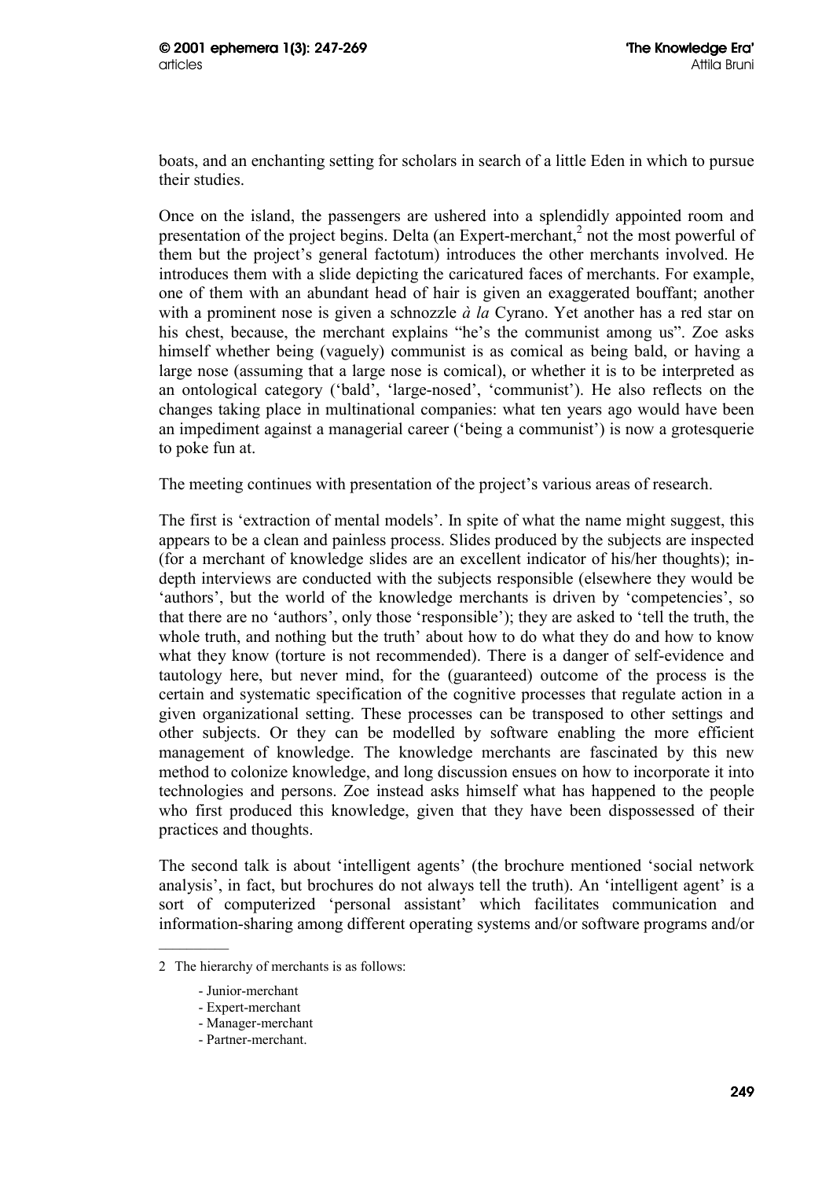boats, and an enchanting setting for scholars in search of a little Eden in which to pursue their studies.

Once on the island, the passengers are ushered into a splendidly appointed room and presentation of the project begins. Delta (an Expert-merchant,[2] not the most powerful of them but the project's general factotum) introduces the other merchants involved. He introduces them with a slide depicting the caricatured faces of merchants. For example, one of them with an abundant head of hair is given an exaggerated bouffant; another with a prominent nose is given a schnozzle *à la* Cyrano. Yet another has a red star on his chest, because, the merchant explains "he's the communist among us". Zoe asks himself whether being (vaguely) communist is as comical as being bald, or having a large nose (assuming that a large nose is comical), or whether it is to be interpreted as an ontological category ('bald', 'large-nosed', 'communist'). He also reflects on the changes taking place in multinational companies: what ten years ago would have been an impediment against a managerial career ('being a communist') is now a grotesquerie to poke fun at.

The meeting continues with presentation of the project's various areas of research.

The first is 'extraction of mental models'. In spite of what the name might suggest, this appears to be a clean and painless process. Slides produced by the subjects are inspected (for a merchant of knowledge slides are an excellent indicator of his/her thoughts); in-depth interviews are conducted with the subjects responsible (elsewhere they would be 'authors', but the world of the knowledge merchants is driven by 'competencies', so that there are no 'authors', only those 'responsible'); they are asked to 'tell the truth, the whole truth, and nothing but the truth' about how to do what they do and how to know what they know (torture is not recommended). There is a danger of self-evidence and tautology here, but never mind, for the (guaranteed) outcome of the process is the certain and systematic specification of the cognitive processes that regulate action in a given organizational setting. These processes can be transposed to other settings and other subjects. Or they can be modelled by software enabling the more efficient management of knowledge. The knowledge merchants are fascinated by this new method to colonize knowledge, and long discussion ensues on how to incorporate it into technologies and persons. Zoe instead asks himself what has happened to the people who first produced this knowledge, given that they have been dispossessed of their practices and thoughts.

The second talk is about 'intelligent agents' (the brochure mentioned 'social network analysis', in fact, but brochures do not always tell the truth). An 'intelligent agent' is a sort of computerized 'personal assistant' which facilitates communication and information-sharing among different operating systems and/or software programs and/or

---

2 The hierarchy of merchants is as follows:

- Junior-merchant
- Expert-merchant
- Manager-merchant
- Partner-merchant.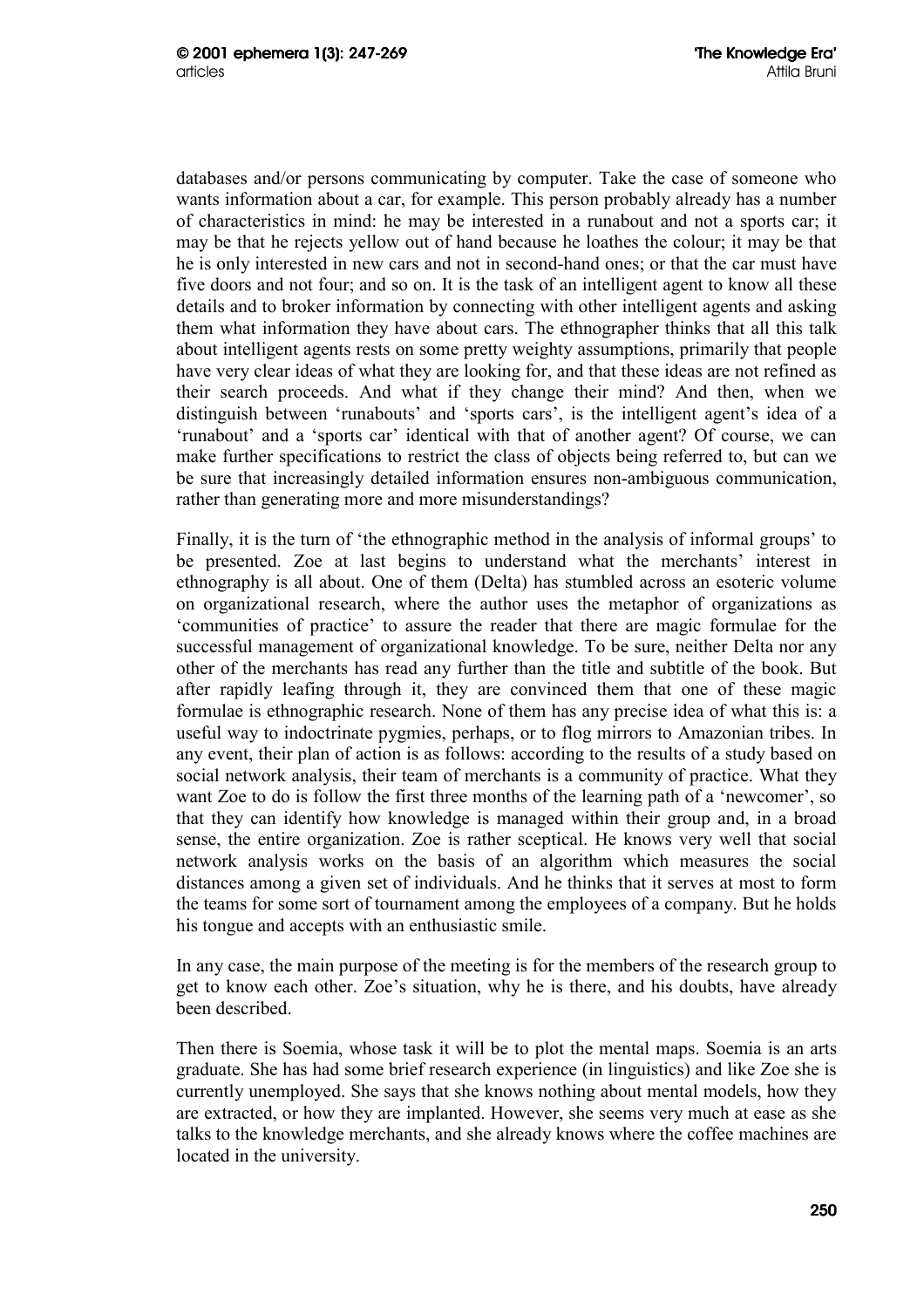databases and/or persons communicating by computer. Take the case of someone who wants information about a car, for example. This person probably already has a number of characteristics in mind: he may be interested in a runabout and not a sports car; it may be that he rejects yellow out of hand because he loathes the colour; it may be that he is only interested in new cars and not in second-hand ones; or that the car must have five doors and not four; and so on. It is the task of an intelligent agent to know all these details and to broker information by connecting with other intelligent agents and asking them what information they have about cars. The ethnographer thinks that all this talk about intelligent agents rests on some pretty weighty assumptions, primarily that people have very clear ideas of what they are looking for, and that these ideas are not refined as their search proceeds. And what if they change their mind? And then, when we distinguish between 'runabouts' and 'sports cars', is the intelligent agent's idea of a 'runabout' and a 'sports car' identical with that of another agent? Of course, we can make further specifications to restrict the class of objects being referred to, but can we be sure that increasingly detailed information ensures non-ambiguous communication, rather than generating more and more misunderstandings?

Finally, it is the turn of 'the ethnographic method in the analysis of informal groups' to be presented. Zoe at last begins to understand what the merchants' interest in ethnography is all about. One of them (Delta) has stumbled across an esoteric volume on organizational research, where the author uses the metaphor of organizations as 'communities of practice' to assure the reader that there are magic formulae for the successful management of organizational knowledge. To be sure, neither Delta nor any other of the merchants has read any further than the title and subtitle of the book. But after rapidly leafing through it, they are convinced them that one of these magic formulae is ethnographic research. None of them has any precise idea of what this is: a useful way to indoctrinate pygmies, perhaps, or to flog mirrors to Amazonian tribes. In any event, their plan of action is as follows: according to the results of a study based on social network analysis, their team of merchants is a community of practice. What they want Zoe to do is follow the first three months of the learning path of a 'newcomer', so that they can identify how knowledge is managed within their group and, in a broad sense, the entire organization. Zoe is rather sceptical. He knows very well that social network analysis works on the basis of an algorithm which measures the social distances among a given set of individuals. And he thinks that it serves at most to form the teams for some sort of tournament among the employees of a company. But he holds his tongue and accepts with an enthusiastic smile.

In any case, the main purpose of the meeting is for the members of the research group to get to know each other. Zoe's situation, why he is there, and his doubts, have already been described.

Then there is Soemia, whose task it will be to plot the mental maps. Soemia is an arts graduate. She has had some brief research experience (in linguistics) and like Zoe she is currently unemployed. She says that she knows nothing about mental models, how they are extracted, or how they are implanted. However, she seems very much at ease as she talks to the knowledge merchants, and she already knows where the coffee machines are located in the university.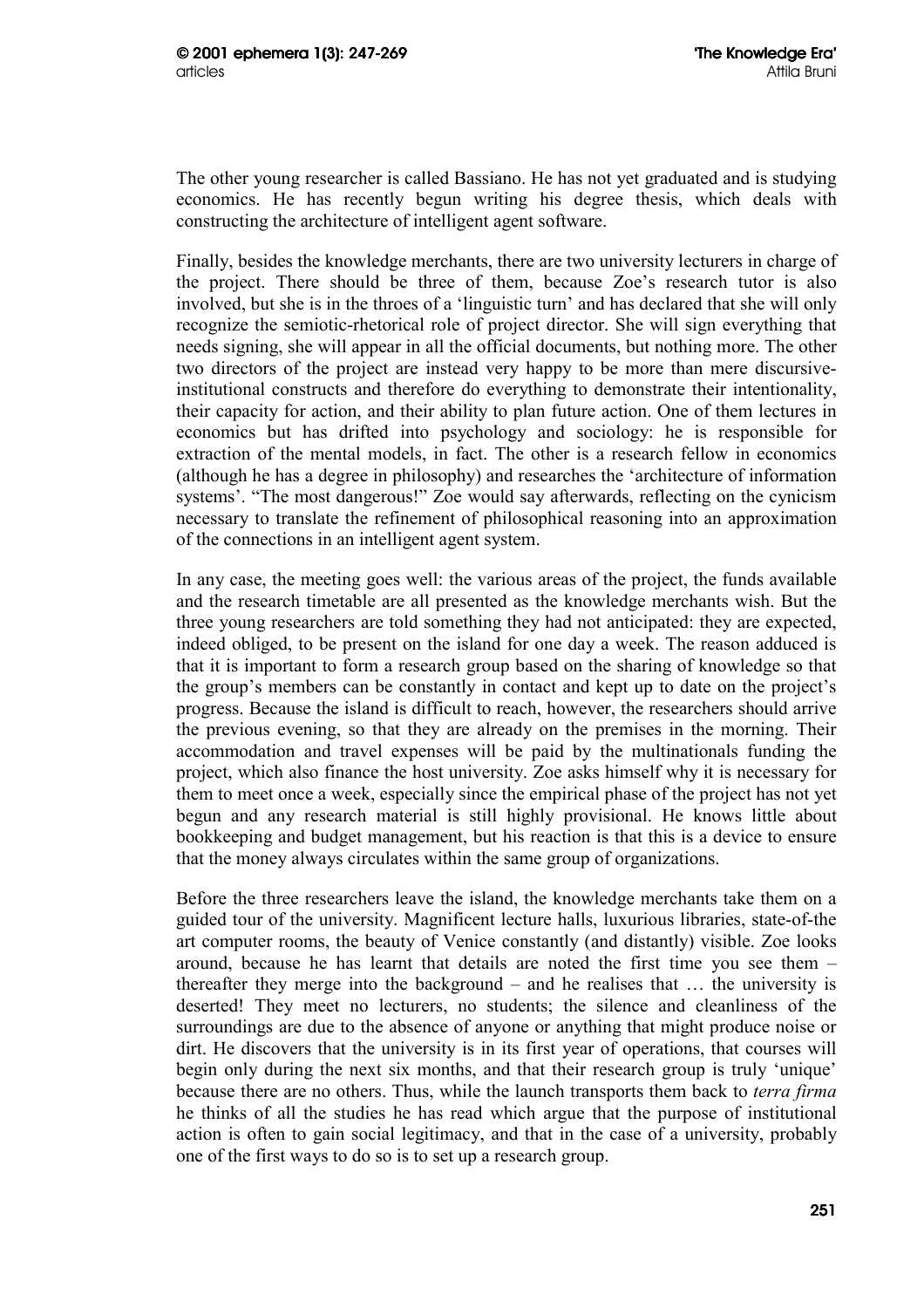The other young researcher is called Bassiano. He has not yet graduated and is studying economics. He has recently begun writing his degree thesis, which deals with constructing the architecture of intelligent agent software.

Finally, besides the knowledge merchants, there are two university lecturers in charge of the project. There should be three of them, because Zoe's research tutor is also involved, but she is in the throes of a 'linguistic turn' and has declared that she will only recognize the semiotic-rhetorical role of project director. She will sign everything that needs signing, she will appear in all the official documents, but nothing more. The other two directors of the project are instead very happy to be more than mere discursive-institutional constructs and therefore do everything to demonstrate their intentionality, their capacity for action, and their ability to plan future action. One of them lectures in economics but has drifted into psychology and sociology: he is responsible for extraction of the mental models, in fact. The other is a research fellow in economics (although he has a degree in philosophy) and researches the 'architecture of information systems'. "The most dangerous!" Zoe would say afterwards, reflecting on the cynicism necessary to translate the refinement of philosophical reasoning into an approximation of the connections in an intelligent agent system.

In any case, the meeting goes well: the various areas of the project, the funds available and the research timetable are all presented as the knowledge merchants wish. But the three young researchers are told something they had not anticipated: they are expected, indeed obliged, to be present on the island for one day a week. The reason adduced is that it is important to form a research group based on the sharing of knowledge so that the group's members can be constantly in contact and kept up to date on the project's progress. Because the island is difficult to reach, however, the researchers should arrive the previous evening, so that they are already on the premises in the morning. Their accommodation and travel expenses will be paid by the multinationals funding the project, which also finance the host university. Zoe asks himself why it is necessary for them to meet once a week, especially since the empirical phase of the project has not yet begun and any research material is still highly provisional. He knows little about bookkeeping and budget management, but his reaction is that this is a device to ensure that the money always circulates within the same group of organizations.

Before the three researchers leave the island, the knowledge merchants take them on a guided tour of the university. Magnificent lecture halls, luxurious libraries, state-of-the art computer rooms, the beauty of Venice constantly (and distantly) visible. Zoe looks around, because he has learnt that details are noted the first time you see them – thereafter they merge into the background – and he realises that … the university is deserted! They meet no lecturers, no students; the silence and cleanliness of the surroundings are due to the absence of anyone or anything that might produce noise or dirt. He discovers that the university is in its first year of operations, that courses will begin only during the next six months, and that their research group is truly 'unique' because there are no others. Thus, while the launch transports them back to *terra firma* he thinks of all the studies he has read which argue that the purpose of institutional action is often to gain social legitimacy, and that in the case of a university, probably one of the first ways to do so is to set up a research group.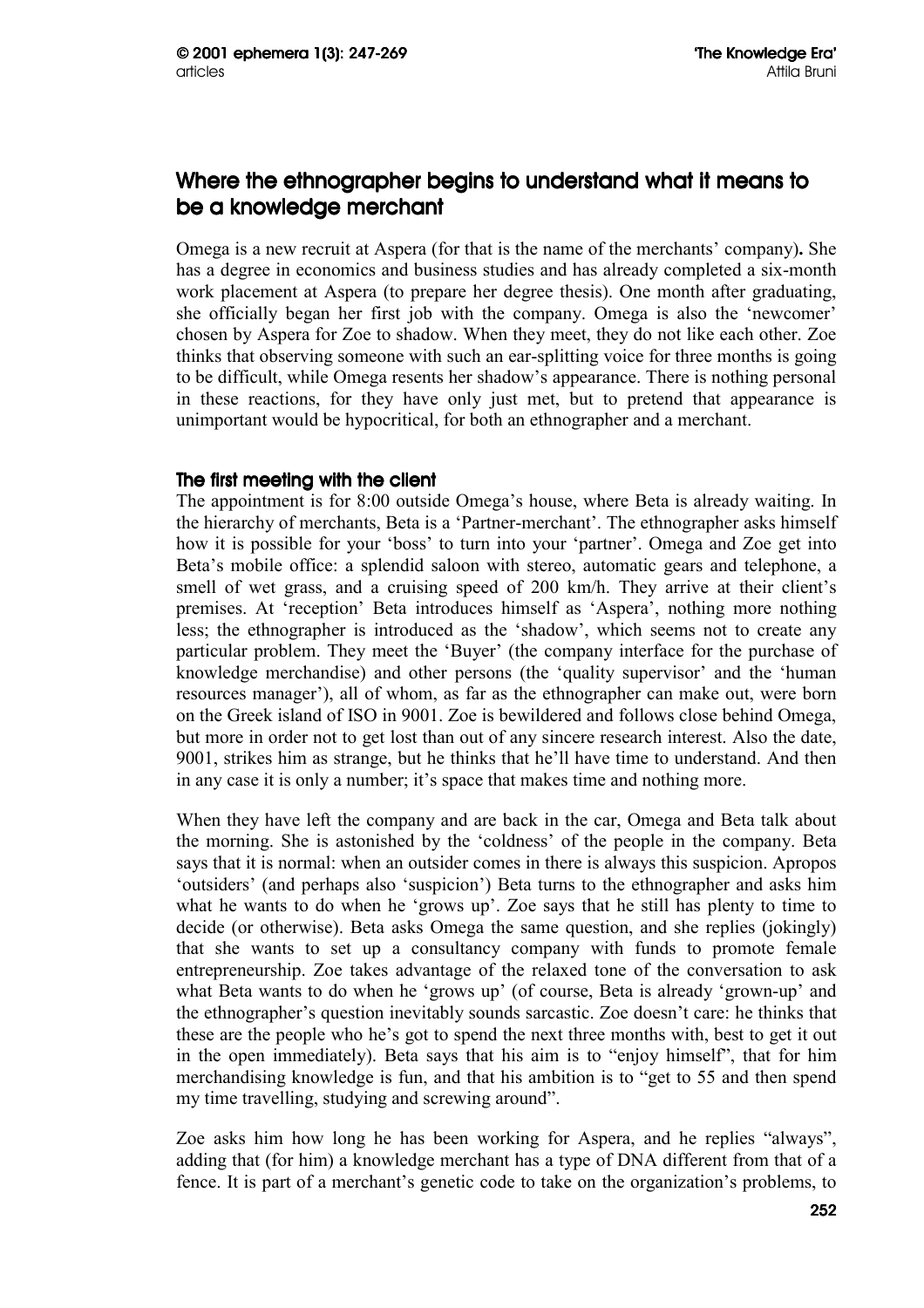## Where the ethnographer begins to understand what it means to be a knowledge merchant

Omega is a new recruit at Aspera (for that is the name of the merchants' company). She has a degree in economics and business studies and has already completed a six-month work placement at Aspera (to prepare her degree thesis). One month after graduating, she officially began her first job with the company. Omega is also the 'newcomer' chosen by Aspera for Zoe to shadow. When they meet, they do not like each other. Zoe thinks that observing someone with such an ear-splitting voice for three months is going to be difficult, while Omega resents her shadow's appearance. There is nothing personal in these reactions, for they have only just met, but to pretend that appearance is unimportant would be hypocritical, for both an ethnographer and a merchant.

### The first meeting with the client

The appointment is for 8:00 outside Omega's house, where Beta is already waiting. In the hierarchy of merchants, Beta is a 'Partner-merchant'. The ethnographer asks himself how it is possible for your 'boss' to turn into your 'partner'. Omega and Zoe get into Beta's mobile office: a splendid saloon with stereo, automatic gears and telephone, a smell of wet grass, and a cruising speed of 200 km/h. They arrive at their client's premises. At 'reception' Beta introduces himself as 'Aspera', nothing more nothing less; the ethnographer is introduced as the 'shadow', which seems not to create any particular problem. They meet the 'Buyer' (the company interface for the purchase of knowledge merchandise) and other persons (the 'quality supervisor' and the 'human resources manager'), all of whom, as far as the ethnographer can make out, were born on the Greek island of ISO in 9001. Zoe is bewildered and follows close behind Omega, but more in order not to get lost than out of any sincere research interest. Also the date, 9001, strikes him as strange, but he thinks that he'll have time to understand. And then in any case it is only a number; it's space that makes time and nothing more.

When they have left the company and are back in the car, Omega and Beta talk about the morning. She is astonished by the 'coldness' of the people in the company. Beta says that it is normal: when an outsider comes in there is always this suspicion. Apropos 'outsiders' (and perhaps also 'suspicion') Beta turns to the ethnographer and asks him what he wants to do when he 'grows up'. Zoe says that he still has plenty to time to decide (or otherwise). Beta asks Omega the same question, and she replies (jokingly) that she wants to set up a consultancy company with funds to promote female entrepreneurship. Zoe takes advantage of the relaxed tone of the conversation to ask what Beta wants to do when he 'grows up' (of course, Beta is already 'grown-up' and the ethnographer's question inevitably sounds sarcastic. Zoe doesn't care: he thinks that these are the people who he's got to spend the next three months with, best to get it out in the open immediately). Beta says that his aim is to "enjoy himself", that for him merchandising knowledge is fun, and that his ambition is to "get to 55 and then spend my time travelling, studying and screwing around".

Zoe asks him how long he has been working for Aspera, and he replies "always", adding that (for him) a knowledge merchant has a type of DNA different from that of a fence. It is part of a merchant's genetic code to take on the organization's problems, to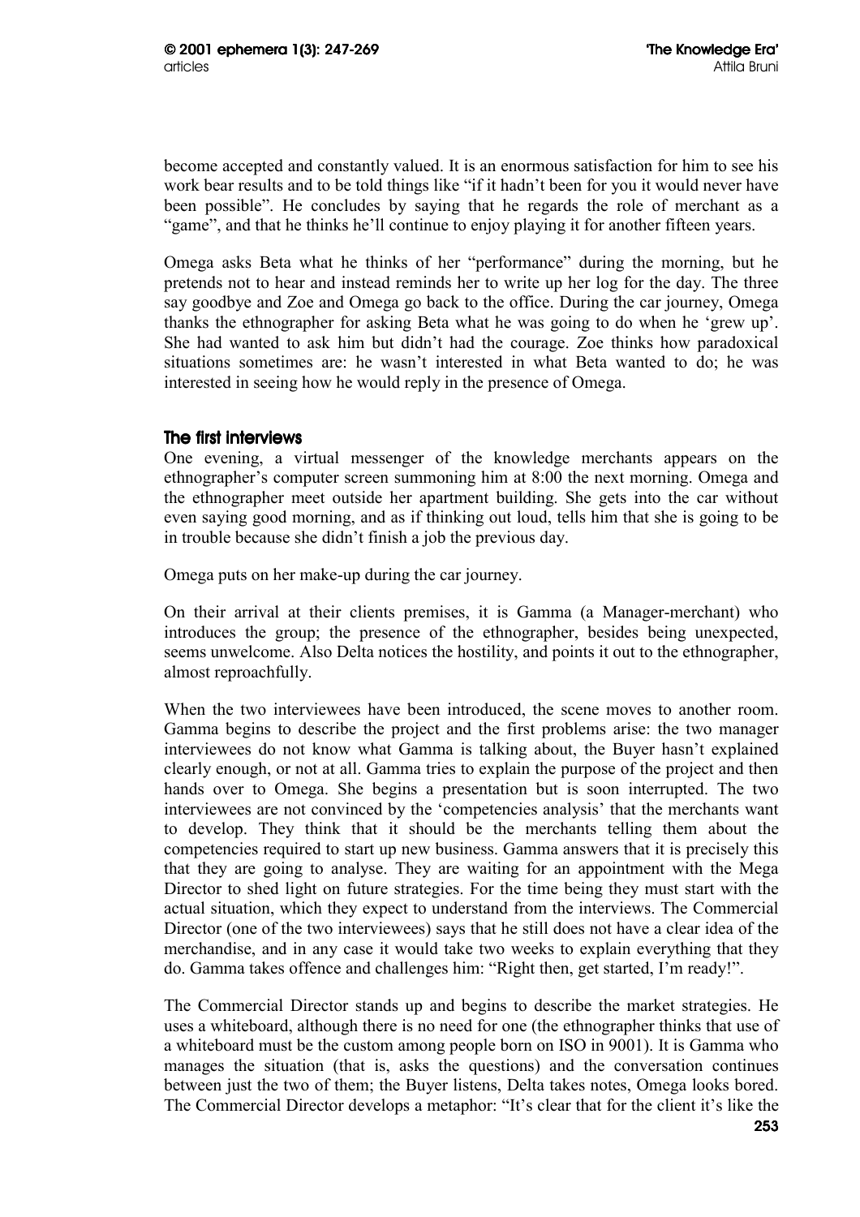become accepted and constantly valued. It is an enormous satisfaction for him to see his work bear results and to be told things like "if it hadn't been for you it would never have been possible". He concludes by saying that he regards the role of merchant as a "game", and that he thinks he'll continue to enjoy playing it for another fifteen years.

Omega asks Beta what he thinks of her "performance" during the morning, but he pretends not to hear and instead reminds her to write up her log for the day. The three say goodbye and Zoe and Omega go back to the office. During the car journey, Omega thanks the ethnographer for asking Beta what he was going to do when he 'grew up'. She had wanted to ask him but didn't had the courage. Zoe thinks how paradoxical situations sometimes are: he wasn't interested in what Beta wanted to do; he was interested in seeing how he would reply in the presence of Omega.

### The first interviews

One evening, a virtual messenger of the knowledge merchants appears on the ethnographer's computer screen summoning him at 8:00 the next morning. Omega and the ethnographer meet outside her apartment building. She gets into the car without even saying good morning, and as if thinking out loud, tells him that she is going to be in trouble because she didn't finish a job the previous day.

Omega puts on her make-up during the car journey.

On their arrival at their clients premises, it is Gamma (a Manager-merchant) who introduces the group; the presence of the ethnographer, besides being unexpected, seems unwelcome. Also Delta notices the hostility, and points it out to the ethnographer, almost reproachfully.

When the two interviewees have been introduced, the scene moves to another room. Gamma begins to describe the project and the first problems arise: the two manager interviewees do not know what Gamma is talking about, the Buyer hasn't explained clearly enough, or not at all. Gamma tries to explain the purpose of the project and then hands over to Omega. She begins a presentation but is soon interrupted. The two interviewees are not convinced by the 'competencies analysis' that the merchants want to develop. They think that it should be the merchants telling them about the competencies required to start up new business. Gamma answers that it is precisely this that they are going to analyse. They are waiting for an appointment with the Mega Director to shed light on future strategies. For the time being they must start with the actual situation, which they expect to understand from the interviews. The Commercial Director (one of the two interviewees) says that he still does not have a clear idea of the merchandise, and in any case it would take two weeks to explain everything that they do. Gamma takes offence and challenges him: "Right then, get started, I'm ready!".

The Commercial Director stands up and begins to describe the market strategies. He uses a whiteboard, although there is no need for one (the ethnographer thinks that use of a whiteboard must be the custom among people born on ISO in 9001). It is Gamma who manages the situation (that is, asks the questions) and the conversation continues between just the two of them; the Buyer listens, Delta takes notes, Omega looks bored. The Commercial Director develops a metaphor: "It's clear that for the client it's like the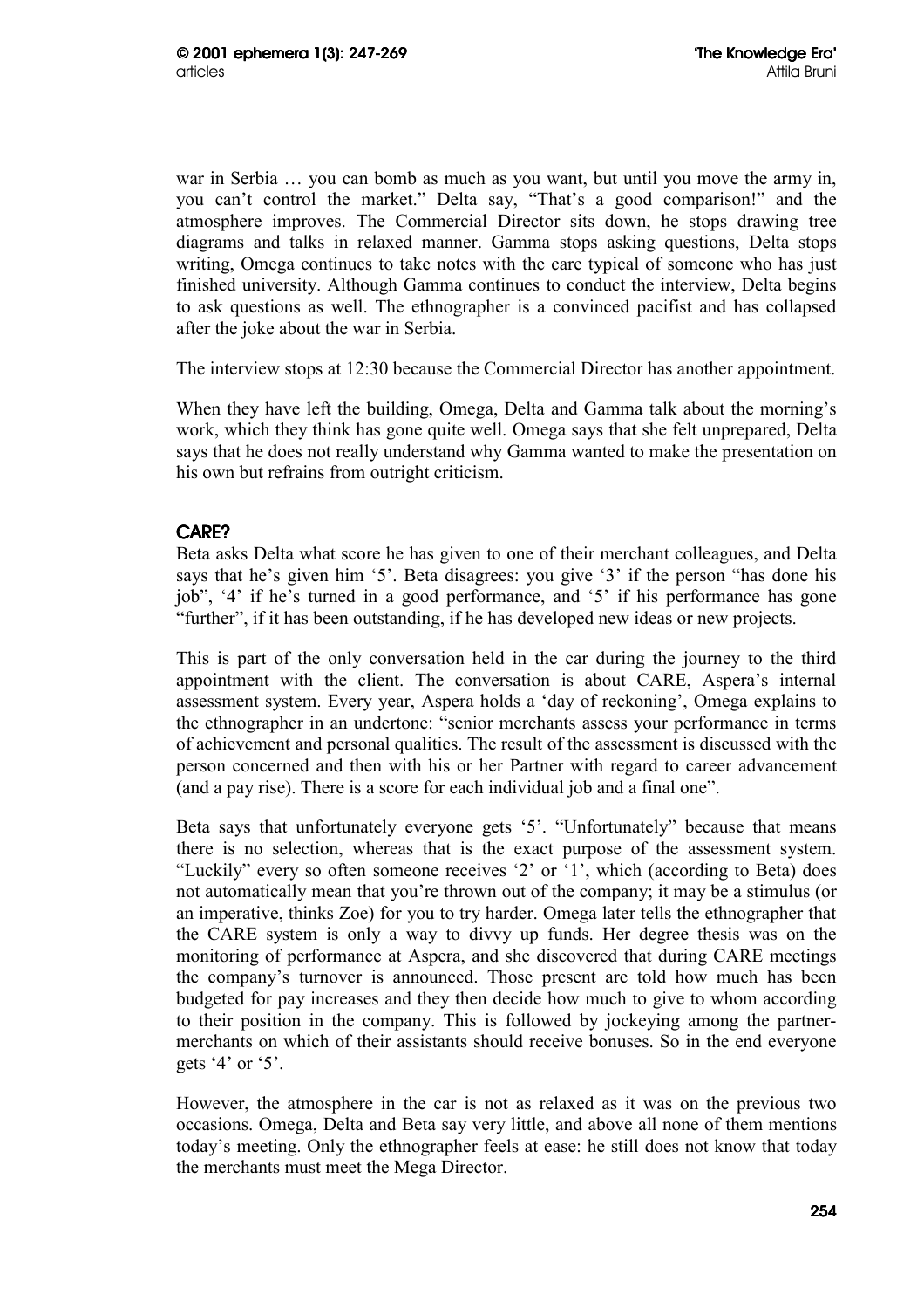war in Serbia … you can bomb as much as you want, but until you move the army in, you can't control the market." Delta say, "That's a good comparison!" and the atmosphere improves. The Commercial Director sits down, he stops drawing tree diagrams and talks in relaxed manner. Gamma stops asking questions, Delta stops writing, Omega continues to take notes with the care typical of someone who has just finished university. Although Gamma continues to conduct the interview, Delta begins to ask questions as well. The ethnographer is a convinced pacifist and has collapsed after the joke about the war in Serbia.

The interview stops at 12:30 because the Commercial Director has another appointment.

When they have left the building, Omega, Delta and Gamma talk about the morning's work, which they think has gone quite well. Omega says that she felt unprepared, Delta says that he does not really understand why Gamma wanted to make the presentation on his own but refrains from outright criticism.

## CARE?

Beta asks Delta what score he has given to one of their merchant colleagues, and Delta says that he's given him '5'. Beta disagrees: you give '3' if the person "has done his job", '4' if he's turned in a good performance, and '5' if his performance has gone "further", if it has been outstanding, if he has developed new ideas or new projects.

This is part of the only conversation held in the car during the journey to the third appointment with the client. The conversation is about CARE, Aspera's internal assessment system. Every year, Aspera holds a 'day of reckoning', Omega explains to the ethnographer in an undertone: "senior merchants assess your performance in terms of achievement and personal qualities. The result of the assessment is discussed with the person concerned and then with his or her Partner with regard to career advancement (and a pay rise). There is a score for each individual job and a final one".

Beta says that unfortunately everyone gets '5'. "Unfortunately" because that means there is no selection, whereas that is the exact purpose of the assessment system. "Luckily" every so often someone receives '2' or '1', which (according to Beta) does not automatically mean that you're thrown out of the company; it may be a stimulus (or an imperative, thinks Zoe) for you to try harder. Omega later tells the ethnographer that the CARE system is only a way to divvy up funds. Her degree thesis was on the monitoring of performance at Aspera, and she discovered that during CARE meetings the company's turnover is announced. Those present are told how much has been budgeted for pay increases and they then decide how much to give to whom according to their position in the company. This is followed by jockeying among the partner-merchants on which of their assistants should receive bonuses. So in the end everyone gets '4' or '5'.

However, the atmosphere in the car is not as relaxed as it was on the previous two occasions. Omega, Delta and Beta say very little, and above all none of them mentions today's meeting. Only the ethnographer feels at ease: he still does not know that today the merchants must meet the Mega Director.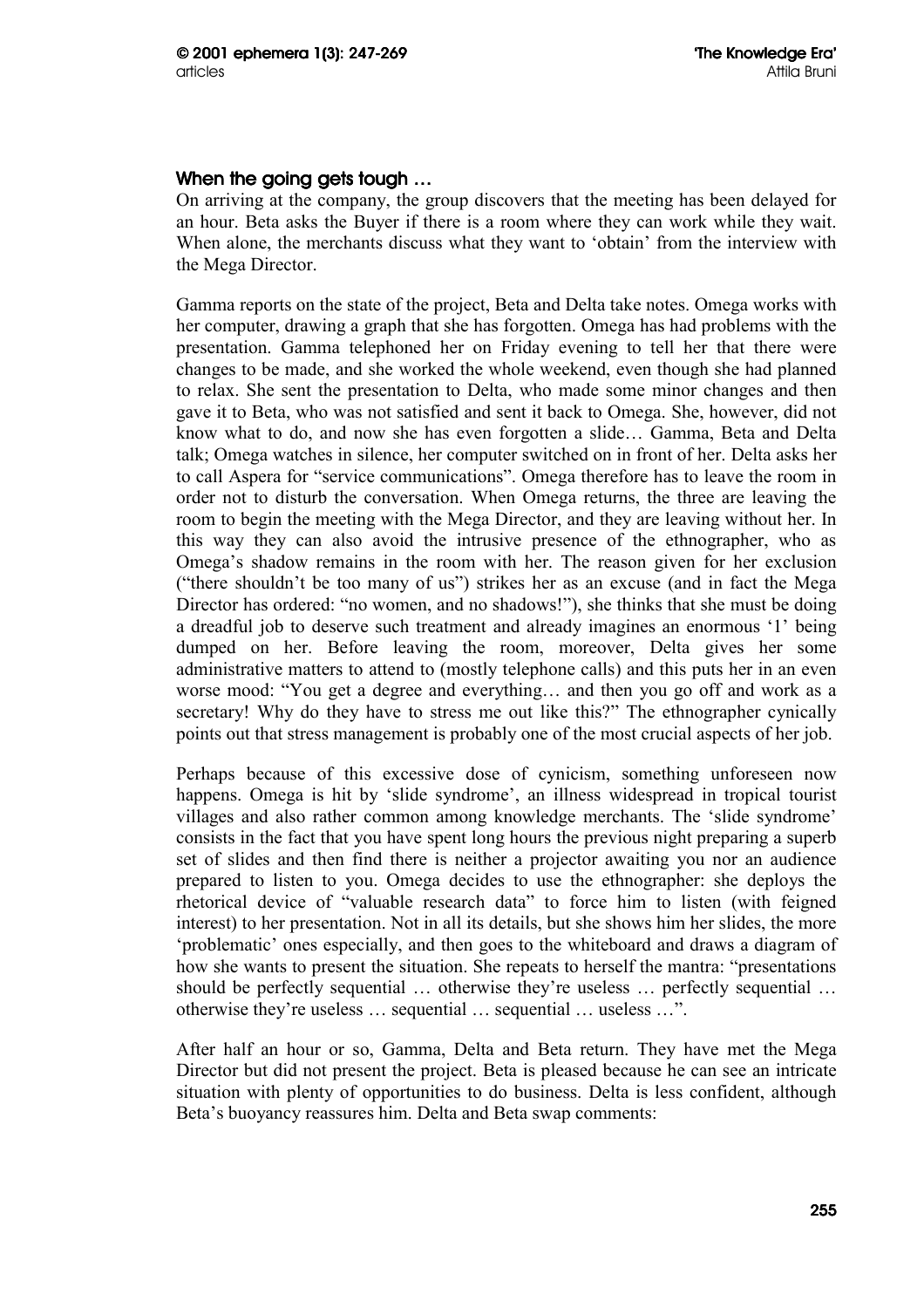### When the going gets tough …

On arriving at the company, the group discovers that the meeting has been delayed for an hour. Beta asks the Buyer if there is a room where they can work while they wait. When alone, the merchants discuss what they want to 'obtain' from the interview with the Mega Director.

Gamma reports on the state of the project, Beta and Delta take notes. Omega works with her computer, drawing a graph that she has forgotten. Omega has had problems with the presentation. Gamma telephoned her on Friday evening to tell her that there were changes to be made, and she worked the whole weekend, even though she had planned to relax. She sent the presentation to Delta, who made some minor changes and then gave it to Beta, who was not satisfied and sent it back to Omega. She, however, did not know what to do, and now she has even forgotten a slide… Gamma, Beta and Delta talk; Omega watches in silence, her computer switched on in front of her. Delta asks her to call Aspera for "service communications". Omega therefore has to leave the room in order not to disturb the conversation. When Omega returns, the three are leaving the room to begin the meeting with the Mega Director, and they are leaving without her. In this way they can also avoid the intrusive presence of the ethnographer, who as Omega's shadow remains in the room with her. The reason given for her exclusion ("there shouldn't be too many of us") strikes her as an excuse (and in fact the Mega Director has ordered: "no women, and no shadows!"), she thinks that she must be doing a dreadful job to deserve such treatment and already imagines an enormous '1' being dumped on her. Before leaving the room, moreover, Delta gives her some administrative matters to attend to (mostly telephone calls) and this puts her in an even worse mood: "You get a degree and everything… and then you go off and work as a secretary! Why do they have to stress me out like this?" The ethnographer cynically points out that stress management is probably one of the most crucial aspects of her job.

Perhaps because of this excessive dose of cynicism, something unforeseen now happens. Omega is hit by 'slide syndrome', an illness widespread in tropical tourist villages and also rather common among knowledge merchants. The 'slide syndrome' consists in the fact that you have spent long hours the previous night preparing a superb set of slides and then find there is neither a projector awaiting you nor an audience prepared to listen to you. Omega decides to use the ethnographer: she deploys the rhetorical device of "valuable research data" to force him to listen (with feigned interest) to her presentation. Not in all its details, but she shows him her slides, the more 'problematic' ones especially, and then goes to the whiteboard and draws a diagram of how she wants to present the situation. She repeats to herself the mantra: "presentations should be perfectly sequential … otherwise they're useless … perfectly sequential … otherwise they're useless … sequential … sequential … useless …".

After half an hour or so, Gamma, Delta and Beta return. They have met the Mega Director but did not present the project. Beta is pleased because he can see an intricate situation with plenty of opportunities to do business. Delta is less confident, although Beta's buoyancy reassures him. Delta and Beta swap comments: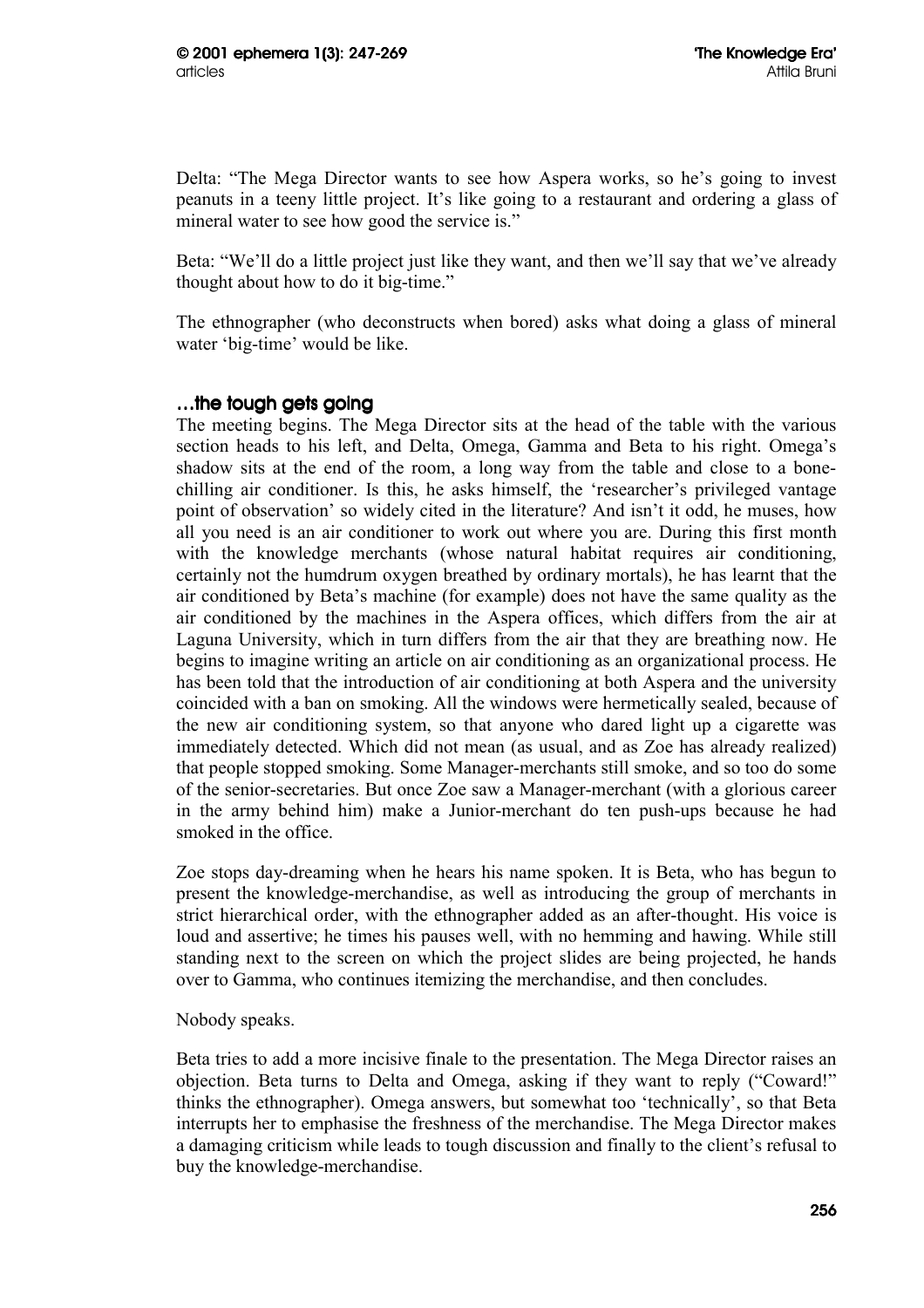Delta: "The Mega Director wants to see how Aspera works, so he's going to invest peanuts in a teeny little project. It's like going to a restaurant and ordering a glass of mineral water to see how good the service is."

Beta: "We'll do a little project just like they want, and then we'll say that we've already thought about how to do it big-time."

The ethnographer (who deconstructs when bored) asks what doing a glass of mineral water 'big-time' would be like.

## …the tough gets going

The meeting begins. The Mega Director sits at the head of the table with the various section heads to his left, and Delta, Omega, Gamma and Beta to his right. Omega's shadow sits at the end of the room, a long way from the table and close to a bone-chilling air conditioner. Is this, he asks himself, the 'researcher's privileged vantage point of observation' so widely cited in the literature? And isn't it odd, he muses, how all you need is an air conditioner to work out where you are. During this first month with the knowledge merchants (whose natural habitat requires air conditioning, certainly not the humdrum oxygen breathed by ordinary mortals), he has learnt that the air conditioned by Beta's machine (for example) does not have the same quality as the air conditioned by the machines in the Aspera offices, which differs from the air at Laguna University, which in turn differs from the air that they are breathing now. He begins to imagine writing an article on air conditioning as an organizational process. He has been told that the introduction of air conditioning at both Aspera and the university coincided with a ban on smoking. All the windows were hermetically sealed, because of the new air conditioning system, so that anyone who dared light up a cigarette was immediately detected. Which did not mean (as usual, and as Zoe has already realized) that people stopped smoking. Some Manager-merchants still smoke, and so too do some of the senior-secretaries. But once Zoe saw a Manager-merchant (with a glorious career in the army behind him) make a Junior-merchant do ten push-ups because he had smoked in the office.

Zoe stops day-dreaming when he hears his name spoken. It is Beta, who has begun to present the knowledge-merchandise, as well as introducing the group of merchants in strict hierarchical order, with the ethnographer added as an after-thought. His voice is loud and assertive; he times his pauses well, with no hemming and hawing. While still standing next to the screen on which the project slides are being projected, he hands over to Gamma, who continues itemizing the merchandise, and then concludes.

Nobody speaks.

Beta tries to add a more incisive finale to the presentation. The Mega Director raises an objection. Beta turns to Delta and Omega, asking if they want to reply ("Coward!" thinks the ethnographer). Omega answers, but somewhat too 'technically', so that Beta interrupts her to emphasise the freshness of the merchandise. The Mega Director makes a damaging criticism while leads to tough discussion and finally to the client's refusal to buy the knowledge-merchandise.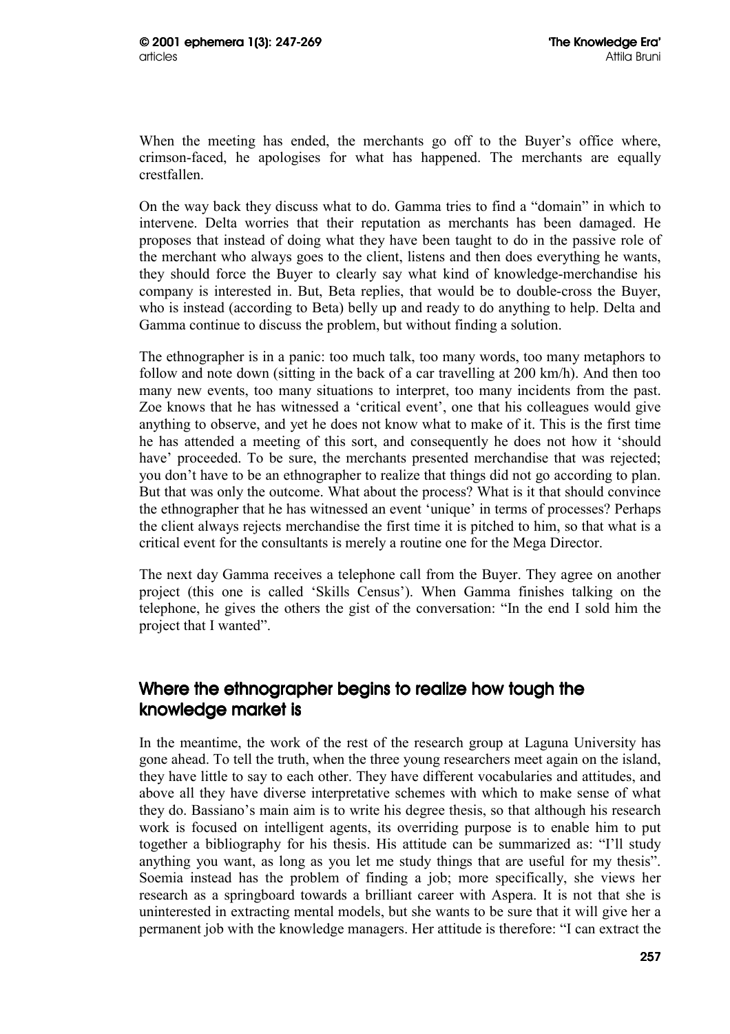When the meeting has ended, the merchants go off to the Buyer's office where, crimson-faced, he apologises for what has happened. The merchants are equally crestfallen.

On the way back they discuss what to do. Gamma tries to find a "domain" in which to intervene. Delta worries that their reputation as merchants has been damaged. He proposes that instead of doing what they have been taught to do in the passive role of the merchant who always goes to the client, listens and then does everything he wants, they should force the Buyer to clearly say what kind of knowledge-merchandise his company is interested in. But, Beta replies, that would be to double-cross the Buyer, who is instead (according to Beta) belly up and ready to do anything to help. Delta and Gamma continue to discuss the problem, but without finding a solution.

The ethnographer is in a panic: too much talk, too many words, too many metaphors to follow and note down (sitting in the back of a car travelling at 200 km/h). And then too many new events, too many situations to interpret, too many incidents from the past. Zoe knows that he has witnessed a 'critical event', one that his colleagues would give anything to observe, and yet he does not know what to make of it. This is the first time he has attended a meeting of this sort, and consequently he does not how it 'should have' proceeded. To be sure, the merchants presented merchandise that was rejected; you don't have to be an ethnographer to realize that things did not go according to plan. But that was only the outcome. What about the process? What is it that should convince the ethnographer that he has witnessed an event 'unique' in terms of processes? Perhaps the client always rejects merchandise the first time it is pitched to him, so that what is a critical event for the consultants is merely a routine one for the Mega Director.

The next day Gamma receives a telephone call from the Buyer. They agree on another project (this one is called 'Skills Census'). When Gamma finishes talking on the telephone, he gives the others the gist of the conversation: "In the end I sold him the project that I wanted".

## Where the ethnographer begins to realize how tough the knowledge market is

In the meantime, the work of the rest of the research group at Laguna University has gone ahead. To tell the truth, when the three young researchers meet again on the island, they have little to say to each other. They have different vocabularies and attitudes, and above all they have diverse interpretative schemes with which to make sense of what they do. Bassiano's main aim is to write his degree thesis, so that although his research work is focused on intelligent agents, its overriding purpose is to enable him to put together a bibliography for his thesis. His attitude can be summarized as: "I'll study anything you want, as long as you let me study things that are useful for my thesis". Soemia instead has the problem of finding a job; more specifically, she views her research as a springboard towards a brilliant career with Aspera. It is not that she is uninterested in extracting mental models, but she wants to be sure that it will give her a permanent job with the knowledge managers. Her attitude is therefore: "I can extract the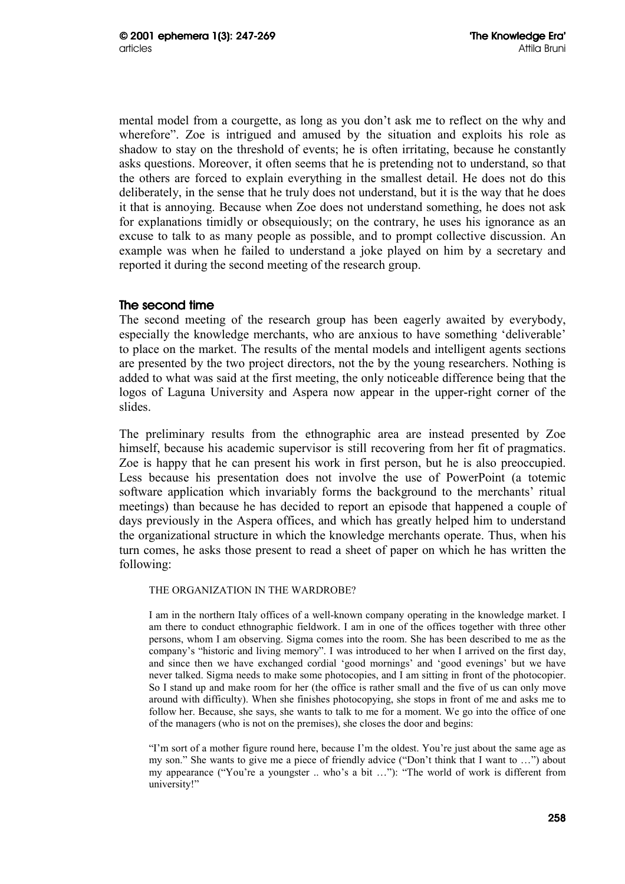mental model from a courgette, as long as you don't ask me to reflect on the why and wherefore". Zoe is intrigued and amused by the situation and exploits his role as shadow to stay on the threshold of events; he is often irritating, because he constantly asks questions. Moreover, it often seems that he is pretending not to understand, so that the others are forced to explain everything in the smallest detail. He does not do this deliberately, in the sense that he truly does not understand, but it is the way that he does it that is annoying. Because when Zoe does not understand something, he does not ask for explanations timidly or obsequiously; on the contrary, he uses his ignorance as an excuse to talk to as many people as possible, and to prompt collective discussion. An example was when he failed to understand a joke played on him by a secretary and reported it during the second meeting of the research group.

## The second time

The second meeting of the research group has been eagerly awaited by everybody, especially the knowledge merchants, who are anxious to have something 'deliverable' to place on the market. The results of the mental models and intelligent agents sections are presented by the two project directors, not the by the young researchers. Nothing is added to what was said at the first meeting, the only noticeable difference being that the logos of Laguna University and Aspera now appear in the upper-right corner of the slides.

The preliminary results from the ethnographic area are instead presented by Zoe himself, because his academic supervisor is still recovering from her fit of pragmatics. Zoe is happy that he can present his work in first person, but he is also preoccupied. Less because his presentation does not involve the use of PowerPoint (a totemic software application which invariably forms the background to the merchants' ritual meetings) than because he has decided to report an episode that happened a couple of days previously in the Aspera offices, and which has greatly helped him to understand the organizational structure in which the knowledge merchants operate. Thus, when his turn comes, he asks those present to read a sheet of paper on which he has written the following:

> THE ORGANIZATION IN THE WARDROBE?
>
> I am in the northern Italy offices of a well-known company operating in the knowledge market. I am there to conduct ethnographic fieldwork. I am in one of the offices together with three other persons, whom I am observing. Sigma comes into the room. She has been described to me as the company's "historic and living memory". I was introduced to her when I arrived on the first day, and since then we have exchanged cordial 'good mornings' and 'good evenings' but we have never talked. Sigma needs to make some photocopies, and I am sitting in front of the photocopier. So I stand up and make room for her (the office is rather small and the five of us can only move around with difficulty). When she finishes photocopying, she stops in front of me and asks me to follow her. Because, she says, she wants to talk to me for a moment. We go into the office of one of the managers (who is not on the premises), she closes the door and begins:
>
> "I'm sort of a mother figure round here, because I'm the oldest. You're just about the same age as my son." She wants to give me a piece of friendly advice ("Don't think that I want to …") about my appearance ("You're a youngster .. who's a bit …"): "The world of work is different from university!"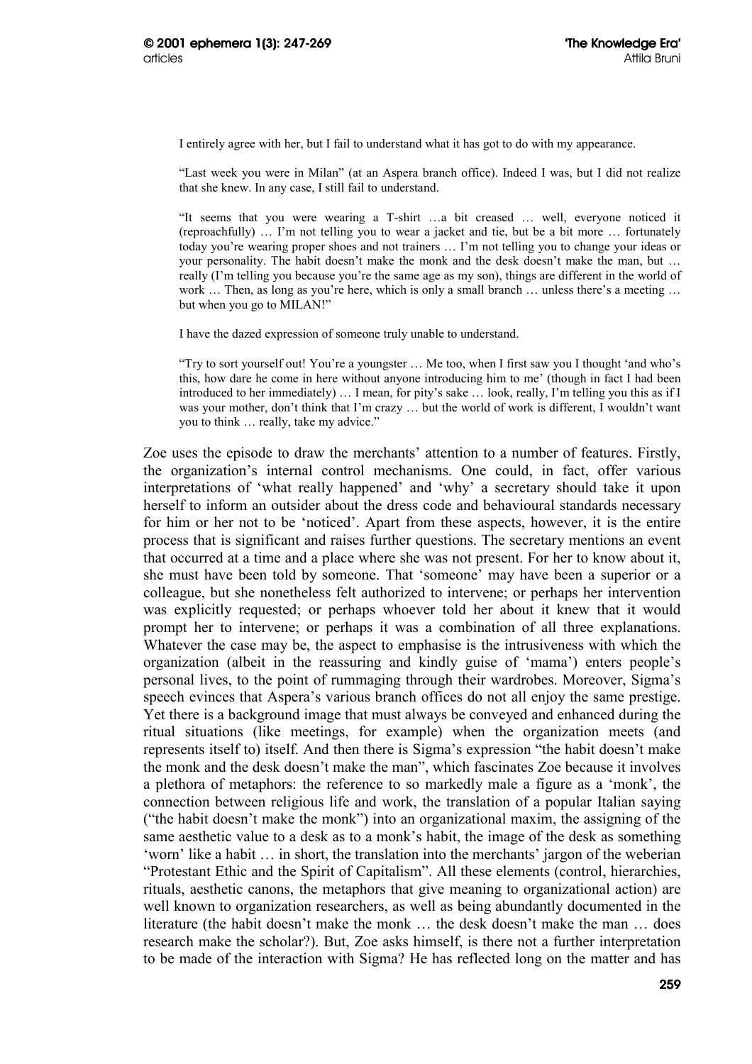> I entirely agree with her, but I fail to understand what it has got to do with my appearance.
>
> "Last week you were in Milan" (at an Aspera branch office). Indeed I was, but I did not realize that she knew. In any case, I still fail to understand.
>
> "It seems that you were wearing a T-shirt …a bit creased … well, everyone noticed it (reproachfully) … I'm not telling you to wear a jacket and tie, but be a bit more … fortunately today you're wearing proper shoes and not trainers … I'm not telling you to change your ideas or your personality. The habit doesn't make the monk and the desk doesn't make the man, but … really (I'm telling you because you're the same age as my son), things are different in the world of work … Then, as long as you're here, which is only a small branch … unless there's a meeting … but when you go to MILAN!"
>
> I have the dazed expression of someone truly unable to understand.
>
> "Try to sort yourself out! You're a youngster … Me too, when I first saw you I thought 'and who's this, how dare he come in here without anyone introducing him to me' (though in fact I had been introduced to her immediately) … I mean, for pity's sake … look, really, I'm telling you this as if I was your mother, don't think that I'm crazy … but the world of work is different, I wouldn't want you to think … really, take my advice."

Zoe uses the episode to draw the merchants' attention to a number of features. Firstly, the organization's internal control mechanisms. One could, in fact, offer various interpretations of 'what really happened' and 'why' a secretary should take it upon herself to inform an outsider about the dress code and behavioural standards necessary for him or her not to be 'noticed'. Apart from these aspects, however, it is the entire process that is significant and raises further questions. The secretary mentions an event that occurred at a time and a place where she was not present. For her to know about it, she must have been told by someone. That 'someone' may have been a superior or a colleague, but she nonetheless felt authorized to intervene; or perhaps her intervention was explicitly requested; or perhaps whoever told her about it knew that it would prompt her to intervene; or perhaps it was a combination of all three explanations. Whatever the case may be, the aspect to emphasise is the intrusiveness with which the organization (albeit in the reassuring and kindly guise of 'mama') enters people's personal lives, to the point of rummaging through their wardrobes. Moreover, Sigma's speech evinces that Aspera's various branch offices do not all enjoy the same prestige. Yet there is a background image that must always be conveyed and enhanced during the ritual situations (like meetings, for example) when the organization meets (and represents itself to) itself. And then there is Sigma's expression "the habit doesn't make the monk and the desk doesn't make the man", which fascinates Zoe because it involves a plethora of metaphors: the reference to so markedly male a figure as a 'monk', the connection between religious life and work, the translation of a popular Italian saying ("the habit doesn't make the monk") into an organizational maxim, the assigning of the same aesthetic value to a desk as to a monk's habit, the image of the desk as something 'worn' like a habit … in short, the translation into the merchants' jargon of the weberian "Protestant Ethic and the Spirit of Capitalism". All these elements (control, hierarchies, rituals, aesthetic canons, the metaphors that give meaning to organizational action) are well known to organization researchers, as well as being abundantly documented in the literature (the habit doesn't make the monk … the desk doesn't make the man … does research make the scholar?). But, Zoe asks himself, is there not a further interpretation to be made of the interaction with Sigma? He has reflected long on the matter and has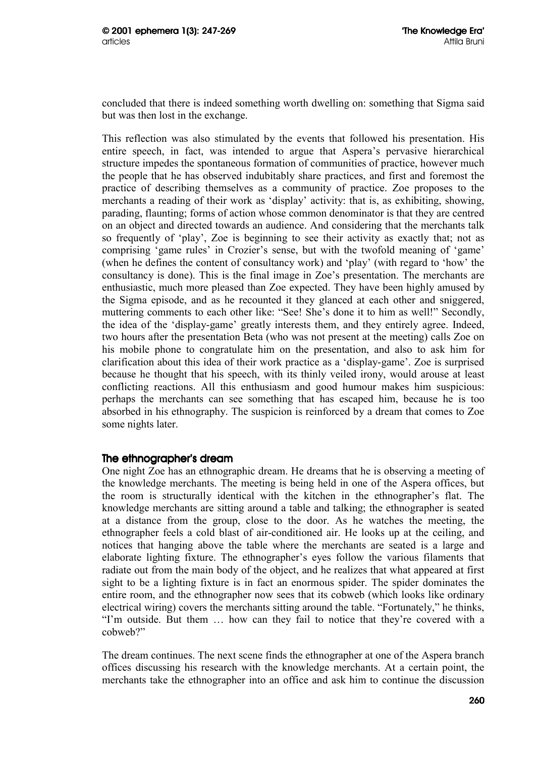concluded that there is indeed something worth dwelling on: something that Sigma said but was then lost in the exchange.

This reflection was also stimulated by the events that followed his presentation. His entire speech, in fact, was intended to argue that Aspera's pervasive hierarchical structure impedes the spontaneous formation of communities of practice, however much the people that he has observed indubitably share practices, and first and foremost the practice of describing themselves as a community of practice. Zoe proposes to the merchants a reading of their work as 'display' activity: that is, as exhibiting, showing, parading, flaunting; forms of action whose common denominator is that they are centred on an object and directed towards an audience. And considering that the merchants talk so frequently of 'play', Zoe is beginning to see their activity as exactly that; not as comprising 'game rules' in Crozier's sense, but with the twofold meaning of 'game' (when he defines the content of consultancy work) and 'play' (with regard to 'how' the consultancy is done). This is the final image in Zoe's presentation. The merchants are enthusiastic, much more pleased than Zoe expected. They have been highly amused by the Sigma episode, and as he recounted it they glanced at each other and sniggered, muttering comments to each other like: "See! She's done it to him as well!" Secondly, the idea of the 'display-game' greatly interests them, and they entirely agree. Indeed, two hours after the presentation Beta (who was not present at the meeting) calls Zoe on his mobile phone to congratulate him on the presentation, and also to ask him for clarification about this idea of their work practice as a 'display-game'. Zoe is surprised because he thought that his speech, with its thinly veiled irony, would arouse at least conflicting reactions. All this enthusiasm and good humour makes him suspicious: perhaps the merchants can see something that has escaped him, because he is too absorbed in his ethnography. The suspicion is reinforced by a dream that comes to Zoe some nights later.

## The ethnographer's dream

One night Zoe has an ethnographic dream. He dreams that he is observing a meeting of the knowledge merchants. The meeting is being held in one of the Aspera offices, but the room is structurally identical with the kitchen in the ethnographer's flat. The knowledge merchants are sitting around a table and talking; the ethnographer is seated at a distance from the group, close to the door. As he watches the meeting, the ethnographer feels a cold blast of air-conditioned air. He looks up at the ceiling, and notices that hanging above the table where the merchants are seated is a large and elaborate lighting fixture. The ethnographer's eyes follow the various filaments that radiate out from the main body of the object, and he realizes that what appeared at first sight to be a lighting fixture is in fact an enormous spider. The spider dominates the entire room, and the ethnographer now sees that its cobweb (which looks like ordinary electrical wiring) covers the merchants sitting around the table. "Fortunately," he thinks, "I'm outside. But them … how can they fail to notice that they're covered with a cobweb?"

The dream continues. The next scene finds the ethnographer at one of the Aspera branch offices discussing his research with the knowledge merchants. At a certain point, the merchants take the ethnographer into an office and ask him to continue the discussion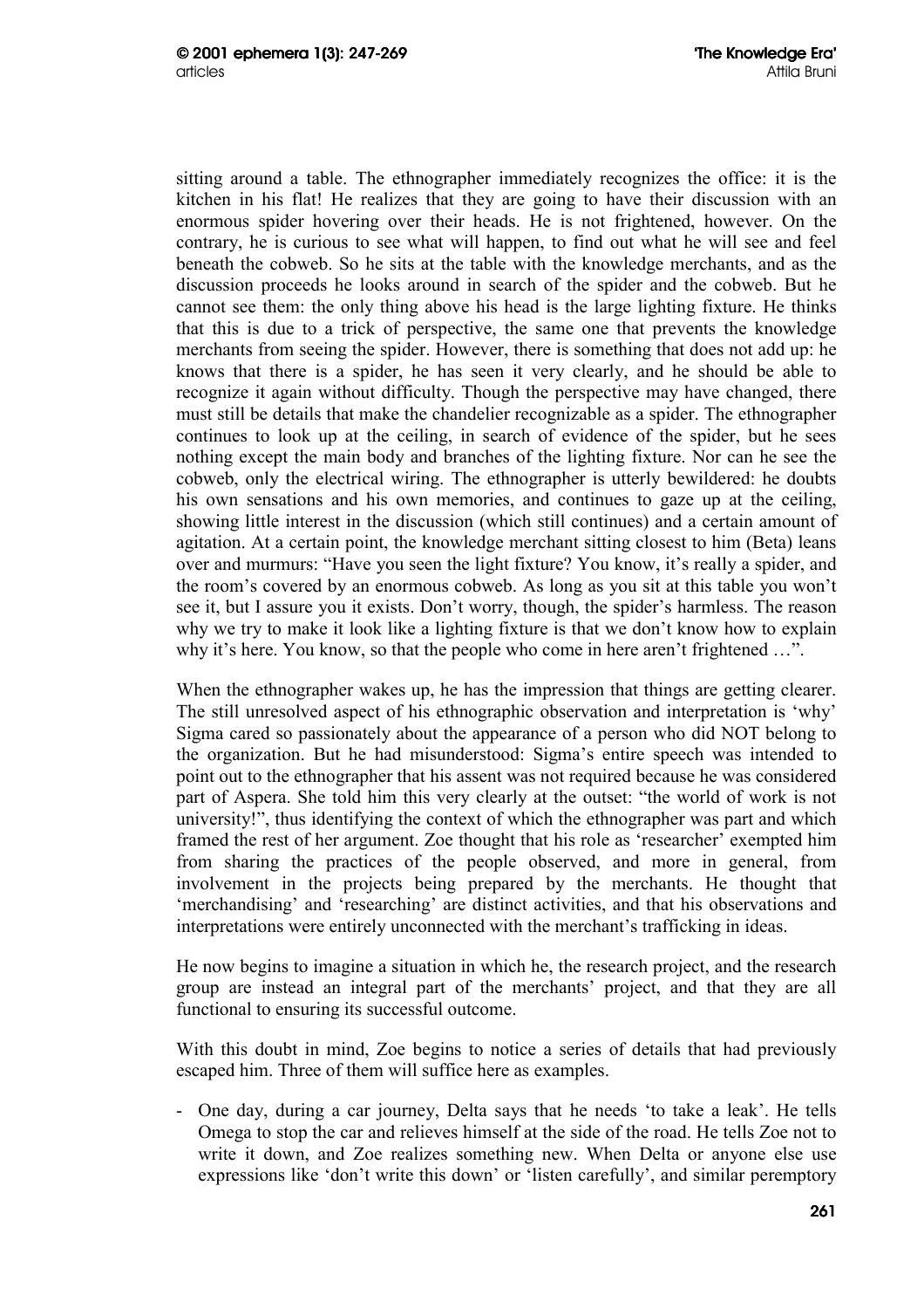sitting around a table. The ethnographer immediately recognizes the office: it is the kitchen in his flat! He realizes that they are going to have their discussion with an enormous spider hovering over their heads. He is not frightened, however. On the contrary, he is curious to see what will happen, to find out what he will see and feel beneath the cobweb. So he sits at the table with the knowledge merchants, and as the discussion proceeds he looks around in search of the spider and the cobweb. But he cannot see them: the only thing above his head is the large lighting fixture. He thinks that this is due to a trick of perspective, the same one that prevents the knowledge merchants from seeing the spider. However, there is something that does not add up: he knows that there is a spider, he has seen it very clearly, and he should be able to recognize it again without difficulty. Though the perspective may have changed, there must still be details that make the chandelier recognizable as a spider. The ethnographer continues to look up at the ceiling, in search of evidence of the spider, but he sees nothing except the main body and branches of the lighting fixture. Nor can he see the cobweb, only the electrical wiring. The ethnographer is utterly bewildered: he doubts his own sensations and his own memories, and continues to gaze up at the ceiling, showing little interest in the discussion (which still continues) and a certain amount of agitation. At a certain point, the knowledge merchant sitting closest to him (Beta) leans over and murmurs: "Have you seen the light fixture? You know, it's really a spider, and the room's covered by an enormous cobweb. As long as you sit at this table you won't see it, but I assure you it exists. Don't worry, though, the spider's harmless. The reason why we try to make it look like a lighting fixture is that we don't know how to explain why it's here. You know, so that the people who come in here aren't frightened …".

When the ethnographer wakes up, he has the impression that things are getting clearer. The still unresolved aspect of his ethnographic observation and interpretation is 'why' Sigma cared so passionately about the appearance of a person who did NOT belong to the organization. But he had misunderstood: Sigma's entire speech was intended to point out to the ethnographer that his assent was not required because he was considered part of Aspera. She told him this very clearly at the outset: "the world of work is not university!", thus identifying the context of which the ethnographer was part and which framed the rest of her argument. Zoe thought that his role as 'researcher' exempted him from sharing the practices of the people observed, and more in general, from involvement in the projects being prepared by the merchants. He thought that 'merchandising' and 'researching' are distinct activities, and that his observations and interpretations were entirely unconnected with the merchant's trafficking in ideas.

He now begins to imagine a situation in which he, the research project, and the research group are instead an integral part of the merchants' project, and that they are all functional to ensuring its successful outcome.

With this doubt in mind, Zoe begins to notice a series of details that had previously escaped him. Three of them will suffice here as examples.

- One day, during a car journey, Delta says that he needs 'to take a leak'. He tells Omega to stop the car and relieves himself at the side of the road. He tells Zoe not to write it down, and Zoe realizes something new. When Delta or anyone else use expressions like 'don't write this down' or 'listen carefully', and similar peremptory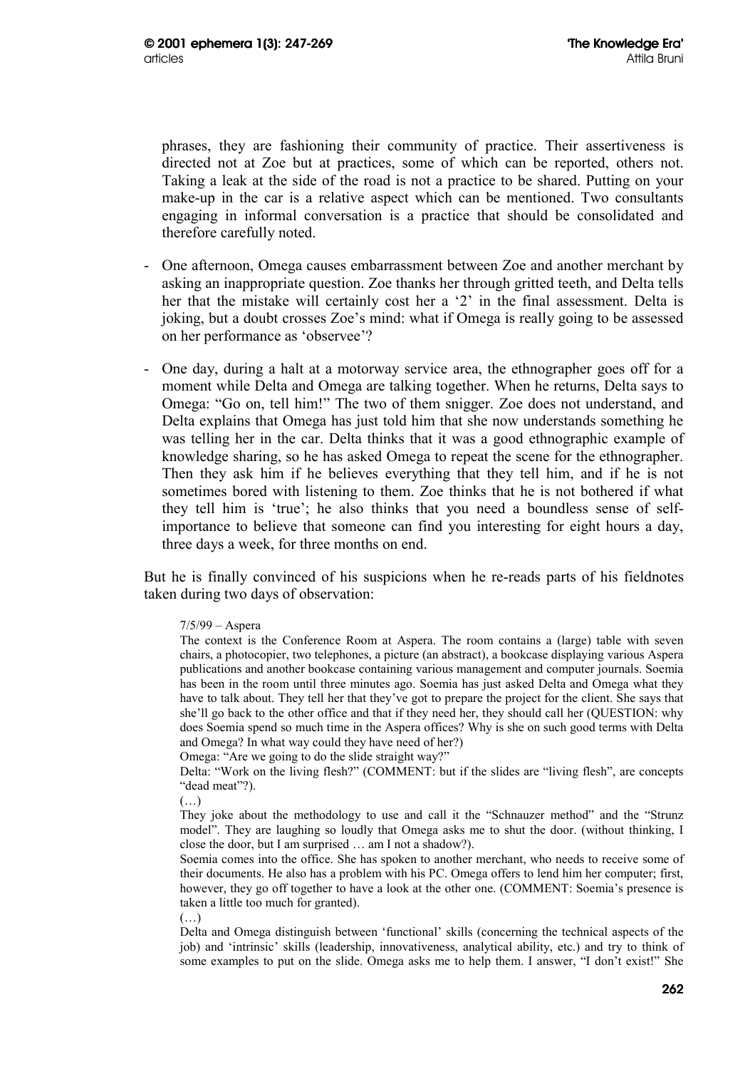phrases, they are fashioning their community of practice. Their assertiveness is directed not at Zoe but at practices, some of which can be reported, others not. Taking a leak at the side of the road is not a practice to be shared. Putting on your make-up in the car is a relative aspect which can be mentioned. Two consultants engaging in informal conversation is a practice that should be consolidated and therefore carefully noted.

- One afternoon, Omega causes embarrassment between Zoe and another merchant by asking an inappropriate question. Zoe thanks her through gritted teeth, and Delta tells her that the mistake will certainly cost her a '2' in the final assessment. Delta is joking, but a doubt crosses Zoe's mind: what if Omega is really going to be assessed on her performance as 'observee'?

- One day, during a halt at a motorway service area, the ethnographer goes off for a moment while Delta and Omega are talking together. When he returns, Delta says to Omega: "Go on, tell him!" The two of them snigger. Zoe does not understand, and Delta explains that Omega has just told him that she now understands something he was telling her in the car. Delta thinks that it was a good ethnographic example of knowledge sharing, so he has asked Omega to repeat the scene for the ethnographer. Then they ask him if he believes everything that they tell him, and if he is not sometimes bored with listening to them. Zoe thinks that he is not bothered if what they tell him is 'true'; he also thinks that you need a boundless sense of self-importance to believe that someone can find you interesting for eight hours a day, three days a week, for three months on end.

But he is finally convinced of his suspicions when he re-reads parts of his fieldnotes taken during two days of observation:

> 7/5/99 – Aspera
>
> The context is the Conference Room at Aspera. The room contains a (large) table with seven chairs, a photocopier, two telephones, a picture (an abstract), a bookcase displaying various Aspera publications and another bookcase containing various management and computer journals. Soemia has been in the room until three minutes ago. Soemia has just asked Delta and Omega what they have to talk about. They tell her that they've got to prepare the project for the client. She says that she'll go back to the other office and that if they need her, they should call her (QUESTION: why does Soemia spend so much time in the Aspera offices? Why is she on such good terms with Delta and Omega? In what way could they have need of her?)
>
> Omega: "Are we going to do the slide straight way?"
>
> Delta: "Work on the living flesh?" (COMMENT: but if the slides are "living flesh", are concepts "dead meat"?).
>
> (…)
>
> They joke about the methodology to use and call it the "Schnauzer method" and the "Strunz model". They are laughing so loudly that Omega asks me to shut the door. (without thinking, I close the door, but I am surprised … am I not a shadow?).
>
> Soemia comes into the office. She has spoken to another merchant, who needs to receive some of their documents. He also has a problem with his PC. Omega offers to lend him her computer; first, however, they go off together to have a look at the other one. (COMMENT: Soemia's presence is taken a little too much for granted).
>
> (…)
>
> Delta and Omega distinguish between 'functional' skills (concerning the technical aspects of the job) and 'intrinsic' skills (leadership, innovativeness, analytical ability, etc.) and try to think of some examples to put on the slide. Omega asks me to help them. I answer, "I don't exist!" She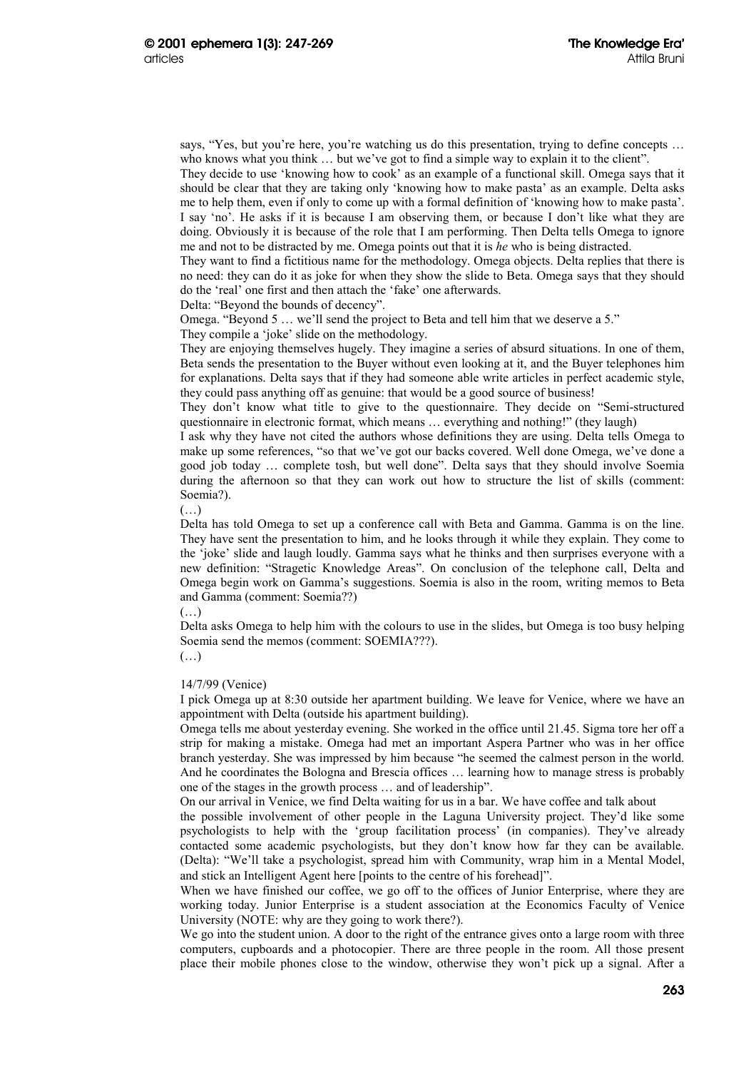says, "Yes, but you're here, you're watching us do this presentation, trying to define concepts … who knows what you think … but we've got to find a simple way to explain it to the client".

They decide to use 'knowing how to cook' as an example of a functional skill. Omega says that it should be clear that they are taking only 'knowing how to make pasta' as an example. Delta asks me to help them, even if only to come up with a formal definition of 'knowing how to make pasta'. I say 'no'. He asks if it is because I am observing them, or because I don't like what they are doing. Obviously it is because of the role that I am performing. Then Delta tells Omega to ignore me and not to be distracted by me. Omega points out that it is *he* who is being distracted.

They want to find a fictitious name for the methodology. Omega objects. Delta replies that there is no need: they can do it as joke for when they show the slide to Beta. Omega says that they should do the 'real' one first and then attach the 'fake' one afterwards.

Delta: "Beyond the bounds of decency".

Omega. "Beyond 5 … we'll send the project to Beta and tell him that we deserve a 5."

They compile a 'joke' slide on the methodology.

They are enjoying themselves hugely. They imagine a series of absurd situations. In one of them, Beta sends the presentation to the Buyer without even looking at it, and the Buyer telephones him for explanations. Delta says that if they had someone able write articles in perfect academic style, they could pass anything off as genuine: that would be a good source of business!

They don't know what title to give to the questionnaire. They decide on "Semi-structured questionnaire in electronic format, which means … everything and nothing!" (they laugh)

I ask why they have not cited the authors whose definitions they are using. Delta tells Omega to make up some references, "so that we've got our backs covered. Well done Omega, we've done a good job today … complete tosh, but well done". Delta says that they should involve Soemia during the afternoon so that they can work out how to structure the list of skills (comment: Soemia?).

(…)

Delta has told Omega to set up a conference call with Beta and Gamma. Gamma is on the line. They have sent the presentation to him, and he looks through it while they explain. They come to the 'joke' slide and laugh loudly. Gamma says what he thinks and then surprises everyone with a new definition: "Stragetic Knowledge Areas". On conclusion of the telephone call, Delta and Omega begin work on Gamma's suggestions. Soemia is also in the room, writing memos to Beta and Gamma (comment: Soemia??)

(…)

Delta asks Omega to help him with the colours to use in the slides, but Omega is too busy helping Soemia send the memos (comment: SOEMIA???).

(…)

14/7/99 (Venice)

I pick Omega up at 8:30 outside her apartment building. We leave for Venice, where we have an appointment with Delta (outside his apartment building).

Omega tells me about yesterday evening. She worked in the office until 21.45. Sigma tore her off a strip for making a mistake. Omega had met an important Aspera Partner who was in her office branch yesterday. She was impressed by him because "he seemed the calmest person in the world. And he coordinates the Bologna and Brescia offices … learning how to manage stress is probably one of the stages in the growth process … and of leadership".

On our arrival in Venice, we find Delta waiting for us in a bar. We have coffee and talk about the possible involvement of other people in the Laguna University project. They'd like some psychologists to help with the 'group facilitation process' (in companies). They've already contacted some academic psychologists, but they don't know how far they can be available. (Delta): "We'll take a psychologist, spread him with Community, wrap him in a Mental Model, and stick an Intelligent Agent here [points to the centre of his forehead]".

When we have finished our coffee, we go off to the offices of Junior Enterprise, where they are working today. Junior Enterprise is a student association at the Economics Faculty of Venice University (NOTE: why are they going to work there?).

We go into the student union. A door to the right of the entrance gives onto a large room with three computers, cupboards and a photocopier. There are three people in the room. All those present place their mobile phones close to the window, otherwise they won't pick up a signal. After a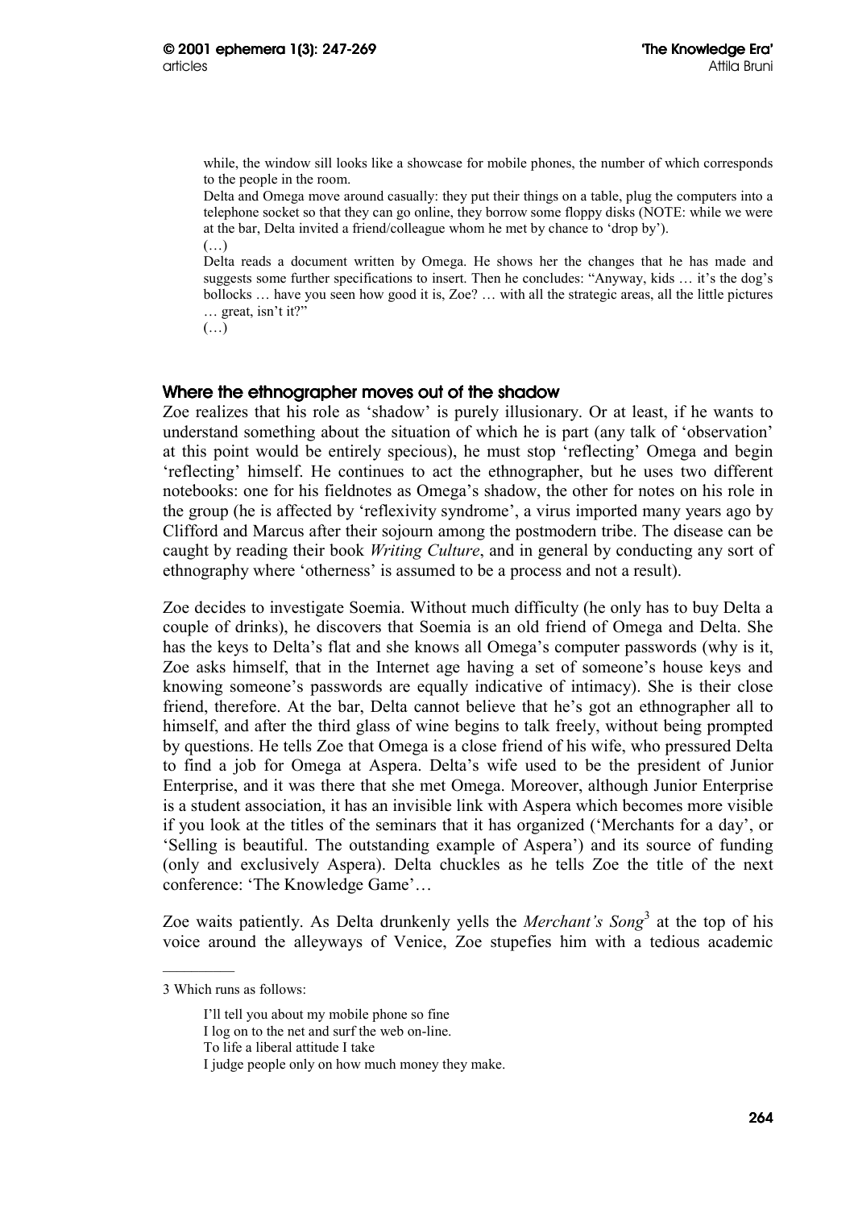> while, the window sill looks like a showcase for mobile phones, the number of which corresponds to the people in the room.
>
> Delta and Omega move around casually: they put their things on a table, plug the computers into a telephone socket so that they can go online, they borrow some floppy disks (NOTE: while we were at the bar, Delta invited a friend/colleague whom he met by chance to 'drop by').
>
> (…)
>
> Delta reads a document written by Omega. He shows her the changes that he has made and suggests some further specifications to insert. Then he concludes: "Anyway, kids … it's the dog's bollocks … have you seen how good it is, Zoe? … with all the strategic areas, all the little pictures … great, isn't it?"
>
> (…)

## Where the ethnographer moves out of the shadow

Zoe realizes that his role as 'shadow' is purely illusionary. Or at least, if he wants to understand something about the situation of which he is part (any talk of 'observation' at this point would be entirely specious), he must stop 'reflecting' Omega and begin 'reflecting' himself. He continues to act the ethnographer, but he uses two different notebooks: one for his fieldnotes as Omega's shadow, the other for notes on his role in the group (he is affected by 'reflexivity syndrome', a virus imported many years ago by Clifford and Marcus after their sojourn among the postmodern tribe. The disease can be caught by reading their book *Writing Culture*, and in general by conducting any sort of ethnography where 'otherness' is assumed to be a process and not a result).

Zoe decides to investigate Soemia. Without much difficulty (he only has to buy Delta a couple of drinks), he discovers that Soemia is an old friend of Omega and Delta. She has the keys to Delta's flat and she knows all Omega's computer passwords (why is it, Zoe asks himself, that in the Internet age having a set of someone's house keys and knowing someone's passwords are equally indicative of intimacy). She is their close friend, therefore. At the bar, Delta cannot believe that he's got an ethnographer all to himself, and after the third glass of wine begins to talk freely, without being prompted by questions. He tells Zoe that Omega is a close friend of his wife, who pressured Delta to find a job for Omega at Aspera. Delta's wife used to be the president of Junior Enterprise, and it was there that she met Omega. Moreover, although Junior Enterprise is a student association, it has an invisible link with Aspera which becomes more visible if you look at the titles of the seminars that it has organized ('Merchants for a day', or 'Selling is beautiful. The outstanding example of Aspera') and its source of funding (only and exclusively Aspera). Delta chuckles as he tells Zoe the title of the next conference: 'The Knowledge Game'…

Zoe waits patiently. As Delta drunkenly yells the *Merchant's Song*[3] at the top of his voice around the alleyways of Venice, Zoe stupefies him with a tedious academic

---

3 Which runs as follows:

> I'll tell you about my mobile phone so fine
> I log on to the net and surf the web on-line.
> To life a liberal attitude I take
> I judge people only on how much money they make.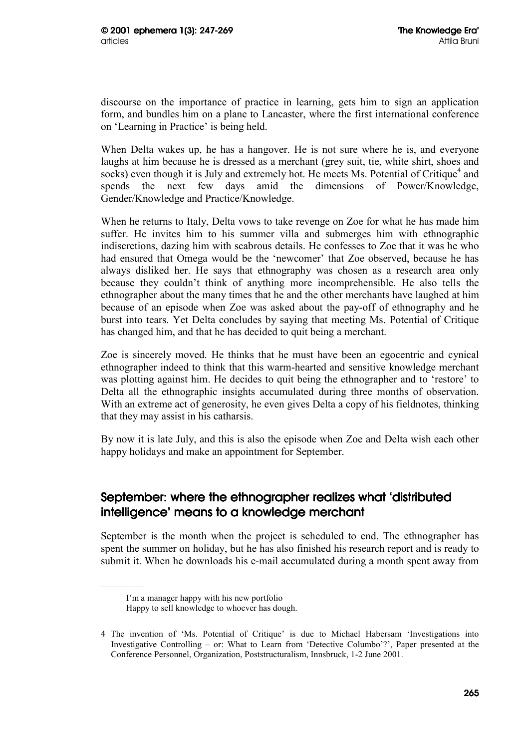discourse on the importance of practice in learning, gets him to sign an application form, and bundles him on a plane to Lancaster, where the first international conference on 'Learning in Practice' is being held.

When Delta wakes up, he has a hangover. He is not sure where he is, and everyone laughs at him because he is dressed as a merchant (grey suit, tie, white shirt, shoes and socks) even though it is July and extremely hot. He meets Ms. Potential of Critique[4] and spends the next few days amid the dimensions of Power/Knowledge, Gender/Knowledge and Practice/Knowledge.

When he returns to Italy, Delta vows to take revenge on Zoe for what he has made him suffer. He invites him to his summer villa and submerges him with ethnographic indiscretions, dazing him with scabrous details. He confesses to Zoe that it was he who had ensured that Omega would be the 'newcomer' that Zoe observed, because he has always disliked her. He says that ethnography was chosen as a research area only because they couldn't think of anything more incomprehensible. He also tells the ethnographer about the many times that he and the other merchants have laughed at him because of an episode when Zoe was asked about the pay-off of ethnography and he burst into tears. Yet Delta concludes by saying that meeting Ms. Potential of Critique has changed him, and that he has decided to quit being a merchant.

Zoe is sincerely moved. He thinks that he must have been an egocentric and cynical ethnographer indeed to think that this warm-hearted and sensitive knowledge merchant was plotting against him. He decides to quit being the ethnographer and to 'restore' to Delta all the ethnographic insights accumulated during three months of observation. With an extreme act of generosity, he even gives Delta a copy of his fieldnotes, thinking that they may assist in his catharsis.

By now it is late July, and this is also the episode when Zoe and Delta wish each other happy holidays and make an appointment for September.

## September: where the ethnographer realizes what 'distributed intelligence' means to a knowledge merchant

September is the month when the project is scheduled to end. The ethnographer has spent the summer on holiday, but he has also finished his research report and is ready to submit it. When he downloads his e-mail accumulated during a month spent away from

---

I'm a manager happy with his new portfolio
Happy to sell knowledge to whoever has dough.

4 The invention of 'Ms. Potential of Critique' is due to Michael Habersam 'Investigations into Investigative Controlling – or: What to Learn from 'Detective Columbo'?', Paper presented at the Conference Personnel, Organization, Poststructuralism, Innsbruck, 1-2 June 2001.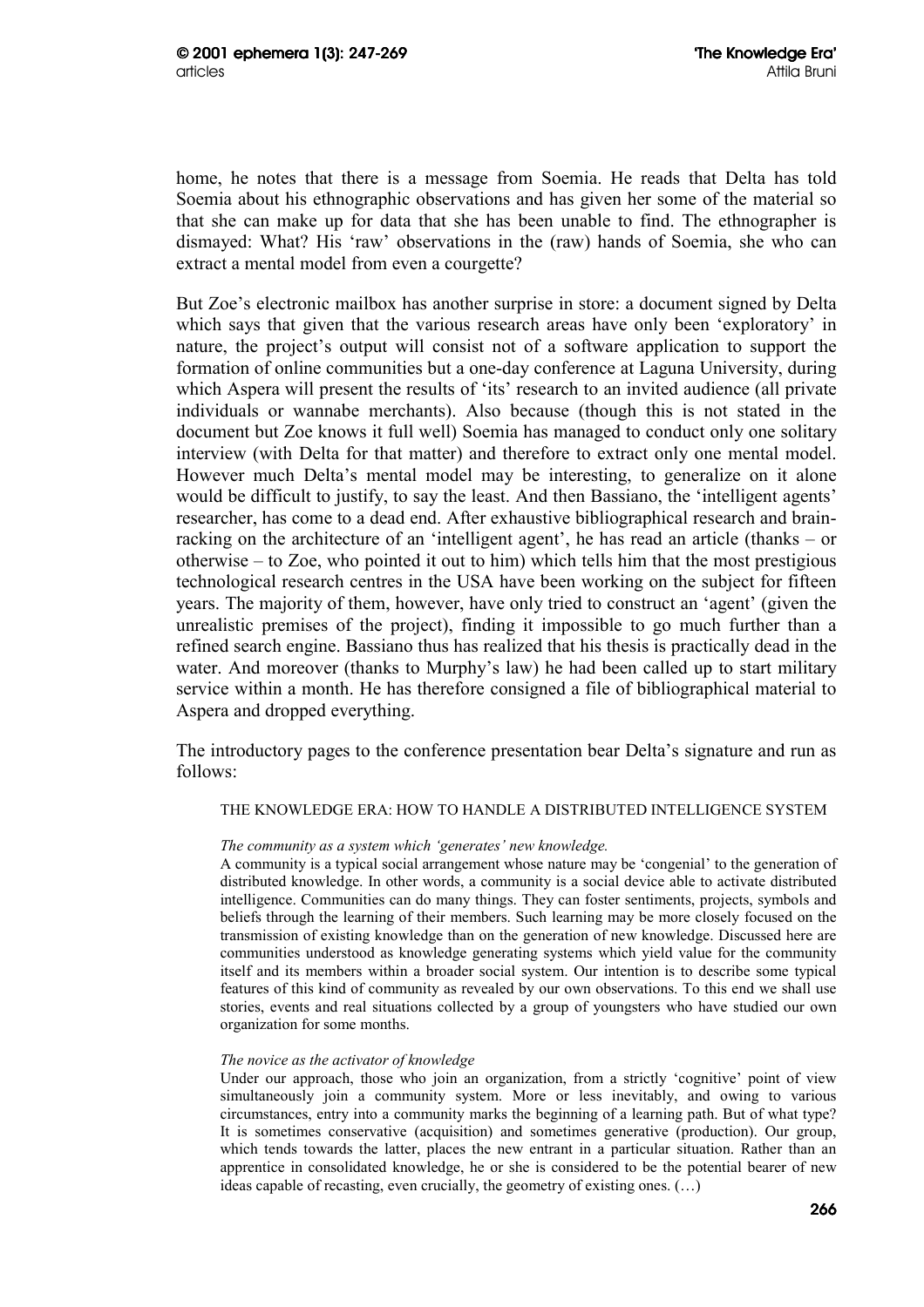home, he notes that there is a message from Soemia. He reads that Delta has told Soemia about his ethnographic observations and has given her some of the material so that she can make up for data that she has been unable to find. The ethnographer is dismayed: What? His 'raw' observations in the (raw) hands of Soemia, she who can extract a mental model from even a courgette?

But Zoe's electronic mailbox has another surprise in store: a document signed by Delta which says that given that the various research areas have only been 'exploratory' in nature, the project's output will consist not of a software application to support the formation of online communities but a one-day conference at Laguna University, during which Aspera will present the results of 'its' research to an invited audience (all private individuals or wannabe merchants). Also because (though this is not stated in the document but Zoe knows it full well) Soemia has managed to conduct only one solitary interview (with Delta for that matter) and therefore to extract only one mental model. However much Delta's mental model may be interesting, to generalize on it alone would be difficult to justify, to say the least. And then Bassiano, the 'intelligent agents' researcher, has come to a dead end. After exhaustive bibliographical research and brain-racking on the architecture of an 'intelligent agent', he has read an article (thanks – or otherwise – to Zoe, who pointed it out to him) which tells him that the most prestigious technological research centres in the USA have been working on the subject for fifteen years. The majority of them, however, have only tried to construct an 'agent' (given the unrealistic premises of the project), finding it impossible to go much further than a refined search engine. Bassiano thus has realized that his thesis is practically dead in the water. And moreover (thanks to Murphy's law) he had been called up to start military service within a month. He has therefore consigned a file of bibliographical material to Aspera and dropped everything.

The introductory pages to the conference presentation bear Delta's signature and run as follows:

> THE KNOWLEDGE ERA: HOW TO HANDLE A DISTRIBUTED INTELLIGENCE SYSTEM
>
> *The community as a system which 'generates' new knowledge.*
>
> A community is a typical social arrangement whose nature may be 'congenial' to the generation of distributed knowledge. In other words, a community is a social device able to activate distributed intelligence. Communities can do many things. They can foster sentiments, projects, symbols and beliefs through the learning of their members. Such learning may be more closely focused on the transmission of existing knowledge than on the generation of new knowledge. Discussed here are communities understood as knowledge generating systems which yield value for the community itself and its members within a broader social system. Our intention is to describe some typical features of this kind of community as revealed by our own observations. To this end we shall use stories, events and real situations collected by a group of youngsters who have studied our own organization for some months.
>
> *The novice as the activator of knowledge*
>
> Under our approach, those who join an organization, from a strictly 'cognitive' point of view simultaneously join a community system. More or less inevitably, and owing to various circumstances, entry into a community marks the beginning of a learning path. But of what type? It is sometimes conservative (acquisition) and sometimes generative (production). Our group, which tends towards the latter, places the new entrant in a particular situation. Rather than an apprentice in consolidated knowledge, he or she is considered to be the potential bearer of new ideas capable of recasting, even crucially, the geometry of existing ones. (…)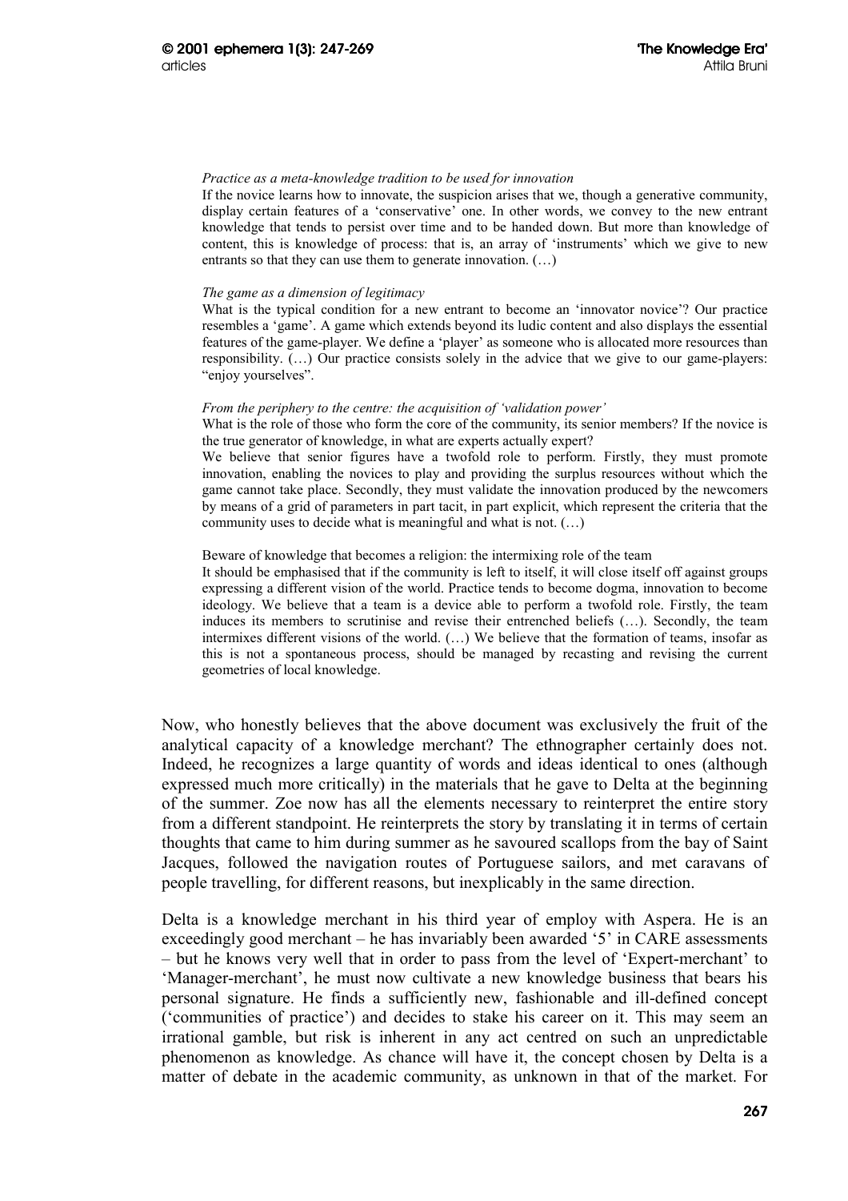> *Practice as a meta-knowledge tradition to be used for innovation*
>
> If the novice learns how to innovate, the suspicion arises that we, though a generative community, display certain features of a 'conservative' one. In other words, we convey to the new entrant knowledge that tends to persist over time and to be handed down. But more than knowledge of content, this is knowledge of process: that is, an array of 'instruments' which we give to new entrants so that they can use them to generate innovation. (…)
>
> *The game as a dimension of legitimacy*
>
> What is the typical condition for a new entrant to become an 'innovator novice'? Our practice resembles a 'game'. A game which extends beyond its ludic content and also displays the essential features of the game-player. We define a 'player' as someone who is allocated more resources than responsibility. (…) Our practice consists solely in the advice that we give to our game-players: "enjoy yourselves".
>
> *From the periphery to the centre: the acquisition of 'validation power'*
>
> What is the role of those who form the core of the community, its senior members? If the novice is the true generator of knowledge, in what are experts actually expert?
>
> We believe that senior figures have a twofold role to perform. Firstly, they must promote innovation, enabling the novices to play and providing the surplus resources without which the game cannot take place. Secondly, they must validate the innovation produced by the newcomers by means of a grid of parameters in part tacit, in part explicit, which represent the criteria that the community uses to decide what is meaningful and what is not. (…)
>
> Beware of knowledge that becomes a religion: the intermixing role of the team
>
> It should be emphasised that if the community is left to itself, it will close itself off against groups expressing a different vision of the world. Practice tends to become dogma, innovation to become ideology. We believe that a team is a device able to perform a twofold role. Firstly, the team induces its members to scrutinise and revise their entrenched beliefs (…). Secondly, the team intermixes different visions of the world. (…) We believe that the formation of teams, insofar as this is not a spontaneous process, should be managed by recasting and revising the current geometries of local knowledge.

Now, who honestly believes that the above document was exclusively the fruit of the analytical capacity of a knowledge merchant? The ethnographer certainly does not. Indeed, he recognizes a large quantity of words and ideas identical to ones (although expressed much more critically) in the materials that he gave to Delta at the beginning of the summer. Zoe now has all the elements necessary to reinterpret the entire story from a different standpoint. He reinterprets the story by translating it in terms of certain thoughts that came to him during summer as he savoured scallops from the bay of Saint Jacques, followed the navigation routes of Portuguese sailors, and met caravans of people travelling, for different reasons, but inexplicably in the same direction.

Delta is a knowledge merchant in his third year of employ with Aspera. He is an exceedingly good merchant – he has invariably been awarded '5' in CARE assessments – but he knows very well that in order to pass from the level of 'Expert-merchant' to 'Manager-merchant', he must now cultivate a new knowledge business that bears his personal signature. He finds a sufficiently new, fashionable and ill-defined concept ('communities of practice') and decides to stake his career on it. This may seem an irrational gamble, but risk is inherent in any act centred on such an unpredictable phenomenon as knowledge. As chance will have it, the concept chosen by Delta is a matter of debate in the academic community, as unknown in that of the market. For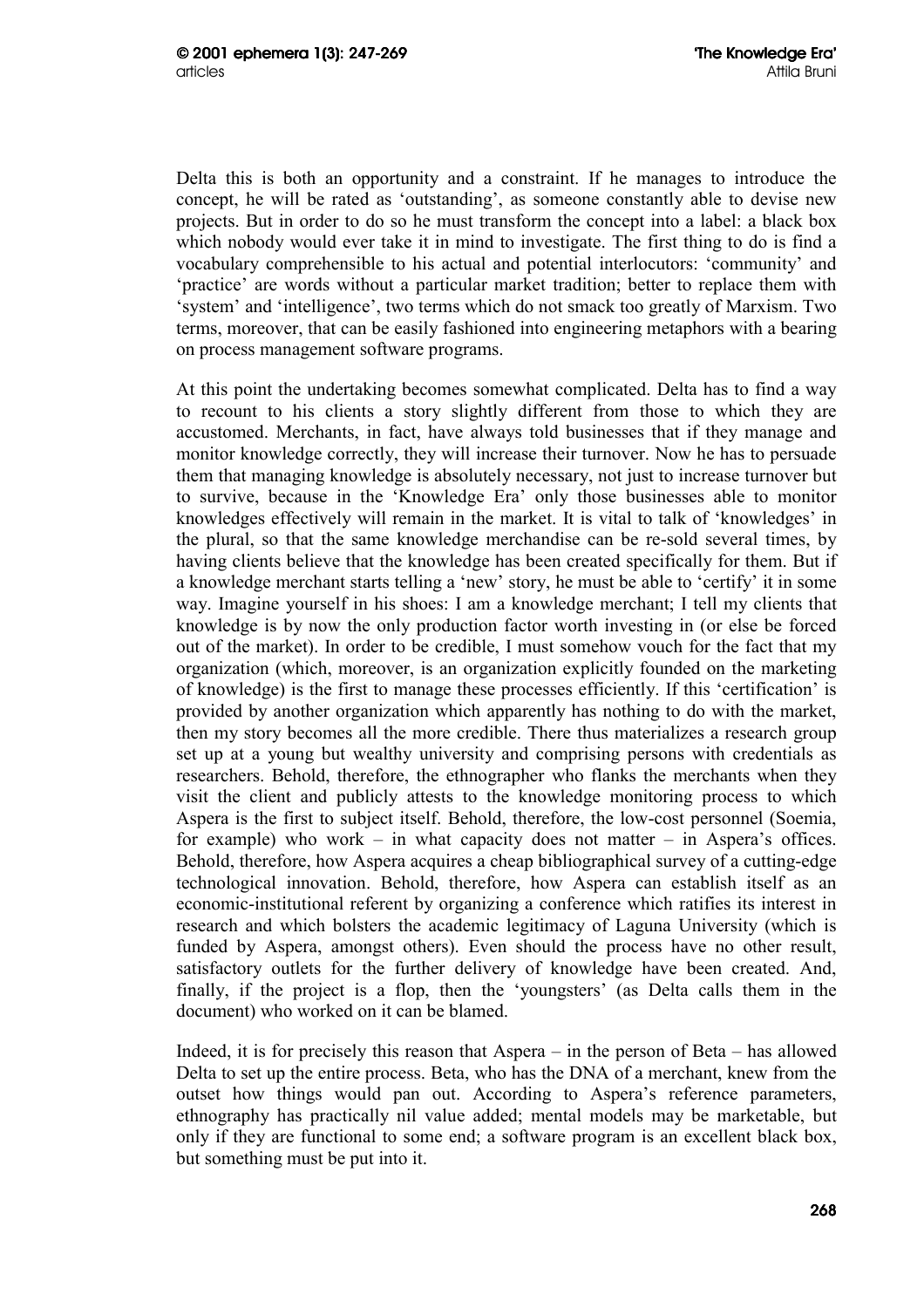Delta this is both an opportunity and a constraint. If he manages to introduce the concept, he will be rated as 'outstanding', as someone constantly able to devise new projects. But in order to do so he must transform the concept into a label: a black box which nobody would ever take it in mind to investigate. The first thing to do is find a vocabulary comprehensible to his actual and potential interlocutors: 'community' and 'practice' are words without a particular market tradition; better to replace them with 'system' and 'intelligence', two terms which do not smack too greatly of Marxism. Two terms, moreover, that can be easily fashioned into engineering metaphors with a bearing on process management software programs.

At this point the undertaking becomes somewhat complicated. Delta has to find a way to recount to his clients a story slightly different from those to which they are accustomed. Merchants, in fact, have always told businesses that if they manage and monitor knowledge correctly, they will increase their turnover. Now he has to persuade them that managing knowledge is absolutely necessary, not just to increase turnover but to survive, because in the 'Knowledge Era' only those businesses able to monitor knowledges effectively will remain in the market. It is vital to talk of 'knowledges' in the plural, so that the same knowledge merchandise can be re-sold several times, by having clients believe that the knowledge has been created specifically for them. But if a knowledge merchant starts telling a 'new' story, he must be able to 'certify' it in some way. Imagine yourself in his shoes: I am a knowledge merchant; I tell my clients that knowledge is by now the only production factor worth investing in (or else be forced out of the market). In order to be credible, I must somehow vouch for the fact that my organization (which, moreover, is an organization explicitly founded on the marketing of knowledge) is the first to manage these processes efficiently. If this 'certification' is provided by another organization which apparently has nothing to do with the market, then my story becomes all the more credible. There thus materializes a research group set up at a young but wealthy university and comprising persons with credentials as researchers. Behold, therefore, the ethnographer who flanks the merchants when they visit the client and publicly attests to the knowledge monitoring process to which Aspera is the first to subject itself. Behold, therefore, the low-cost personnel (Soemia, for example) who work – in what capacity does not matter – in Aspera's offices. Behold, therefore, how Aspera acquires a cheap bibliographical survey of a cutting-edge technological innovation. Behold, therefore, how Aspera can establish itself as an economic-institutional referent by organizing a conference which ratifies its interest in research and which bolsters the academic legitimacy of Laguna University (which is funded by Aspera, amongst others). Even should the process have no other result, satisfactory outlets for the further delivery of knowledge have been created. And, finally, if the project is a flop, then the 'youngsters' (as Delta calls them in the document) who worked on it can be blamed.

Indeed, it is for precisely this reason that Aspera – in the person of Beta – has allowed Delta to set up the entire process. Beta, who has the DNA of a merchant, knew from the outset how things would pan out. According to Aspera's reference parameters, ethnography has practically nil value added; mental models may be marketable, but only if they are functional to some end; a software program is an excellent black box, but something must be put into it.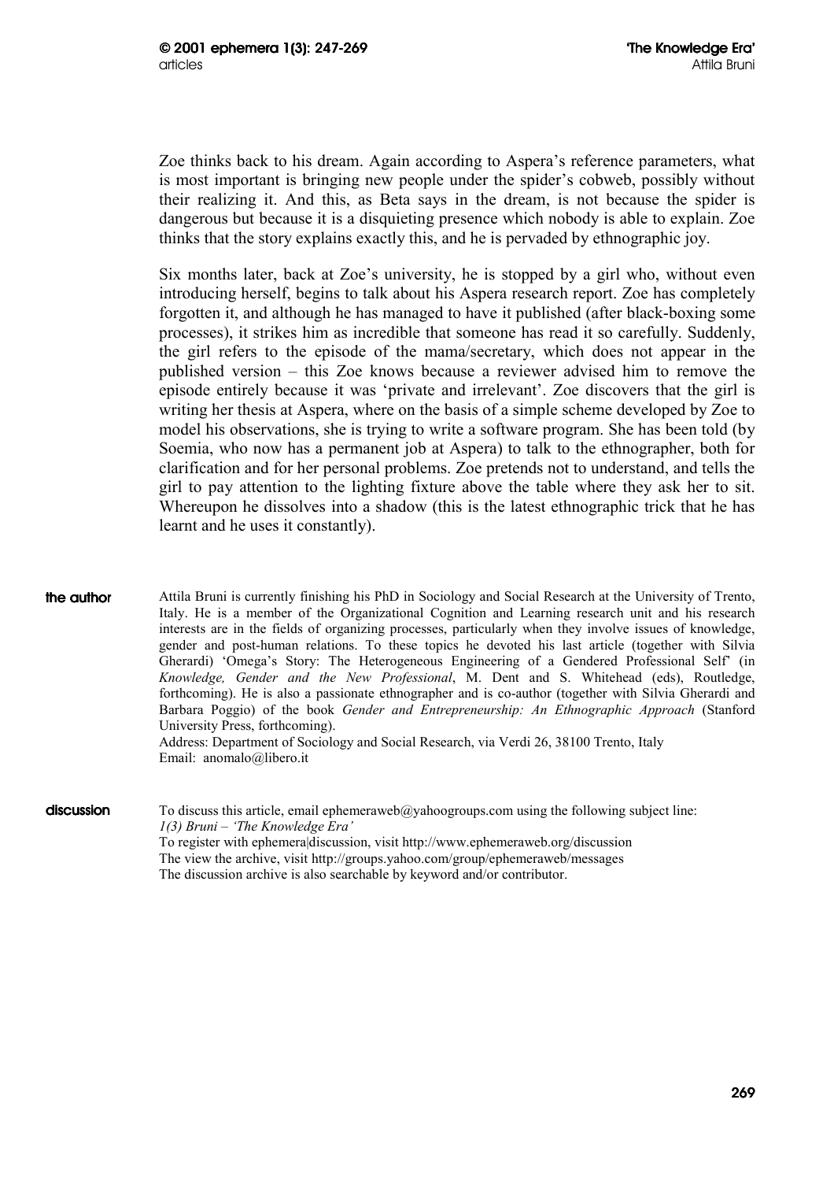Zoe thinks back to his dream. Again according to Aspera's reference parameters, what is most important is bringing new people under the spider's cobweb, possibly without their realizing it. And this, as Beta says in the dream, is not because the spider is dangerous but because it is a disquieting presence which nobody is able to explain. Zoe thinks that the story explains exactly this, and he is pervaded by ethnographic joy.

Six months later, back at Zoe's university, he is stopped by a girl who, without even introducing herself, begins to talk about his Aspera research report. Zoe has completely forgotten it, and although he has managed to have it published (after black-boxing some processes), it strikes him as incredible that someone has read it so carefully. Suddenly, the girl refers to the episode of the mama/secretary, which does not appear in the published version – this Zoe knows because a reviewer advised him to remove the episode entirely because it was 'private and irrelevant'. Zoe discovers that the girl is writing her thesis at Aspera, where on the basis of a simple scheme developed by Zoe to model his observations, she is trying to write a software program. She has been told (by Soemia, who now has a permanent job at Aspera) to talk to the ethnographer, both for clarification and for her personal problems. Zoe pretends not to understand, and tells the girl to pay attention to the lighting fixture above the table where they ask her to sit. Whereupon he dissolves into a shadow (this is the latest ethnographic trick that he has learnt and he uses it constantly).

**the author**

Attila Bruni is currently finishing his PhD in Sociology and Social Research at the University of Trento, Italy. He is a member of the Organizational Cognition and Learning research unit and his research interests are in the fields of organizing processes, particularly when they involve issues of knowledge, gender and post-human relations. To these topics he devoted his last article (together with Silvia Gherardi) 'Omega's Story: The Heterogeneous Engineering of a Gendered Professional Self' (in *Knowledge, Gender and the New Professional*, M. Dent and S. Whitehead (eds), Routledge, forthcoming). He is also a passionate ethnographer and is co-author (together with Silvia Gherardi and Barbara Poggio) of the book *Gender and Entrepreneurship: An Ethnographic Approach* (Stanford University Press, forthcoming).
Address: Department of Sociology and Social Research, via Verdi 26, 38100 Trento, Italy
Email: anomalo@libero.it

**discussion**

To discuss this article, email ephemeraweb@yahoogroups.com using the following subject line:
*1(3) Bruni – 'The Knowledge Era'*
To register with ephemera|discussion, visit http://www.ephemeraweb.org/discussion
The view the archive, visit http://groups.yahoo.com/group/ephemeraweb/messages
The discussion archive is also searchable by keyword and/or contributor.